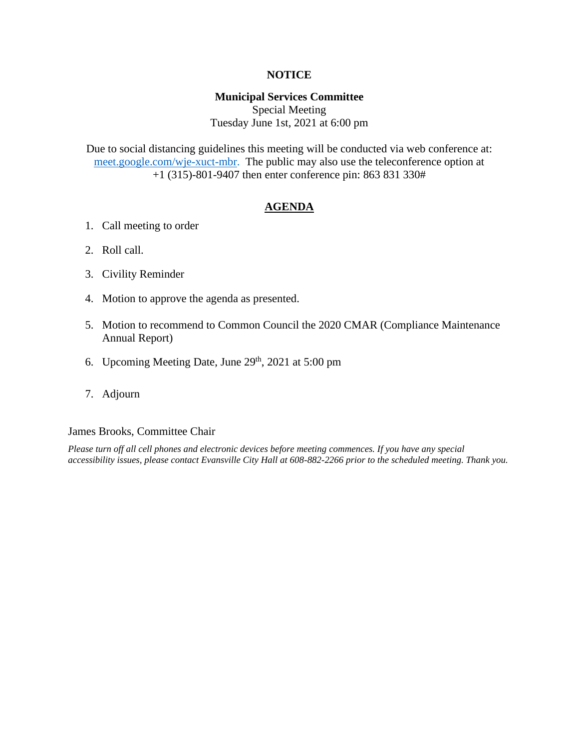# NOTICE

**Municipal Services Committee**
Special Meeting
Tuesday June 1st, 2021 at 6:00 pm

Due to social distancing guidelines this meeting will be conducted via web conference at: meet.google.com/wje-xuct-mbr. The public may also use the teleconference option at +1 (315)-801-9407 then enter conference pin: 863 831 330#

## AGENDA

1. Call meeting to order
2. Roll call.
3. Civility Reminder
4. Motion to approve the agenda as presented.
5. Motion to recommend to Common Council the 2020 CMAR (Compliance Maintenance Annual Report)
6. Upcoming Meeting Date, June 29th, 2021 at 5:00 pm
7. Adjourn

James Brooks, Committee Chair

*Please turn off all cell phones and electronic devices before meeting commences. If you have any special accessibility issues, please contact Evansville City Hall at 608-882-2266 prior to the scheduled meeting. Thank you.*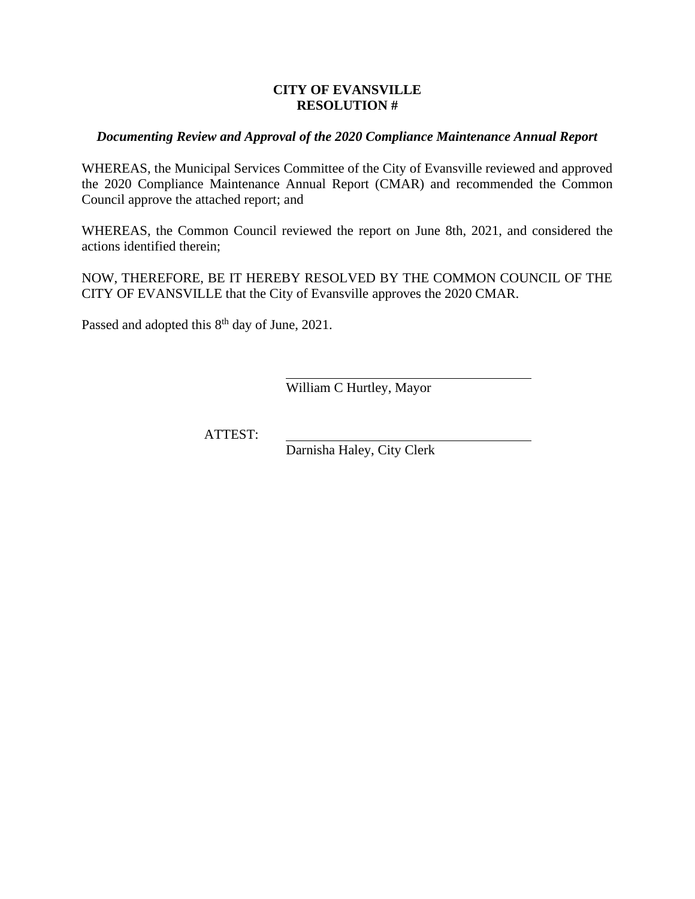**CITY OF EVANSVILLE**
**RESOLUTION #**

***Documenting Review and Approval of the 2020 Compliance Maintenance Annual Report***

WHEREAS, the Municipal Services Committee of the City of Evansville reviewed and approved the 2020 Compliance Maintenance Annual Report (CMAR) and recommended the Common Council approve the attached report; and

WHEREAS, the Common Council reviewed the report on June 8th, 2021, and considered the actions identified therein;

NOW, THEREFORE, BE IT HEREBY RESOLVED BY THE COMMON COUNCIL OF THE CITY OF EVANSVILLE that the City of Evansville approves the 2020 CMAR.

Passed and adopted this 8th day of June, 2021.

\_\_\_\_\_\_\_\_\_\_\_\_\_\_\_\_\_\_\_\_\_\_\_\_\_\_\_\_\_\_\_\_\_\_\_\_
William C Hurtley, Mayor

ATTEST: \_\_\_\_\_\_\_\_\_\_\_\_\_\_\_\_\_\_\_\_\_\_\_\_\_\_\_\_\_\_\_\_\_\_\_\_
Darnisha Haley, City Clerk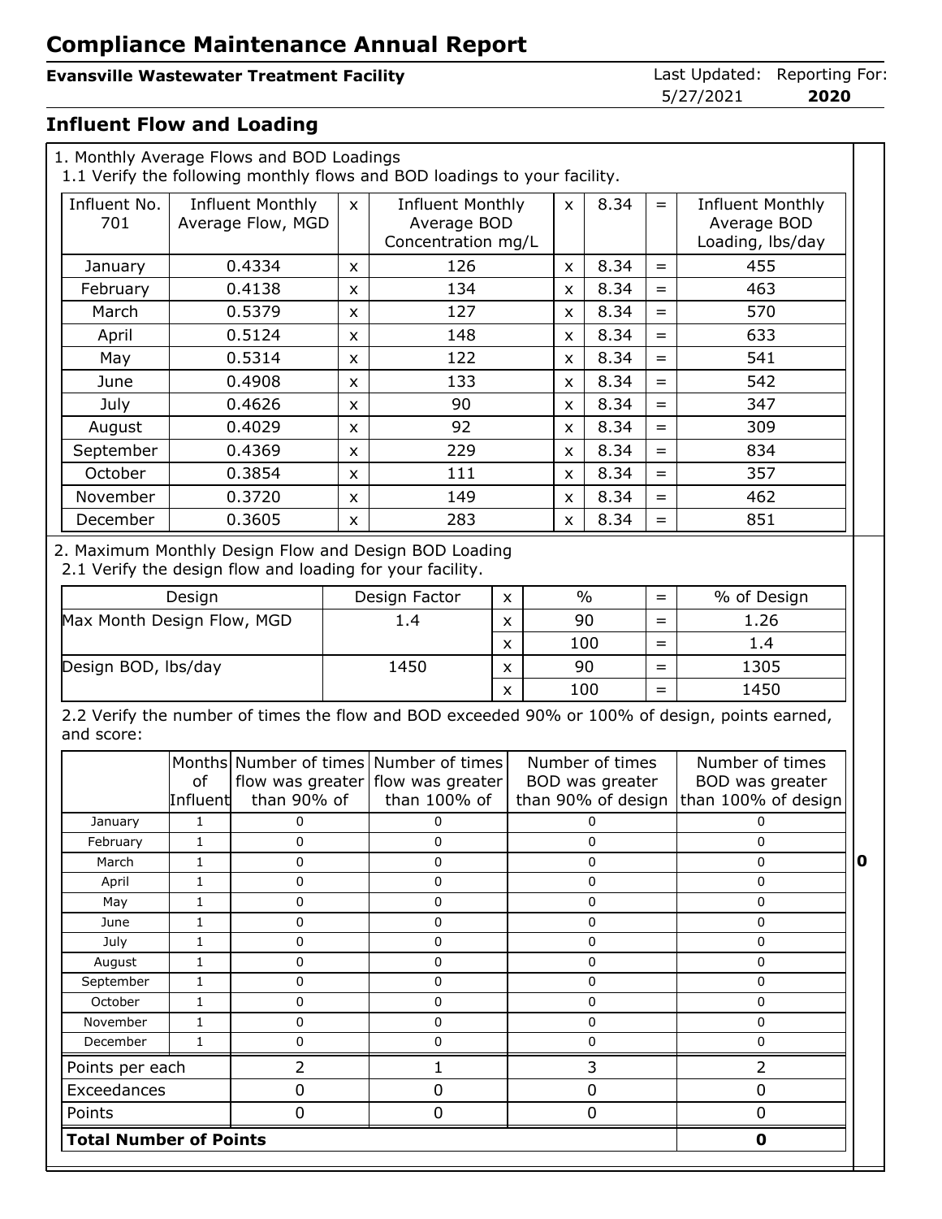# Compliance Maintenance Annual Report

**Evansville Wastewater Treatment Facility**

Last Updated: 5/27/2021 Reporting For: **2020**

## Influent Flow and Loading

1. Monthly Average Flows and BOD Loadings

1.1 Verify the following monthly flows and BOD loadings to your facility.

| Influent No. 701 | Influent Monthly Average Flow, MGD | x | Influent Monthly Average BOD Concentration mg/L | x | 8.34 | = | Influent Monthly Average BOD Loading, lbs/day |
|---|---|---|---|---|---|---|---|
| January | 0.4334 | x | 126 | x | 8.34 | = | 455 |
| February | 0.4138 | x | 134 | x | 8.34 | = | 463 |
| March | 0.5379 | x | 127 | x | 8.34 | = | 570 |
| April | 0.5124 | x | 148 | x | 8.34 | = | 633 |
| May | 0.5314 | x | 122 | x | 8.34 | = | 541 |
| June | 0.4908 | x | 133 | x | 8.34 | = | 542 |
| July | 0.4626 | x | 90 | x | 8.34 | = | 347 |
| August | 0.4029 | x | 92 | x | 8.34 | = | 309 |
| September | 0.4369 | x | 229 | x | 8.34 | = | 834 |
| October | 0.3854 | x | 111 | x | 8.34 | = | 357 |
| November | 0.3720 | x | 149 | x | 8.34 | = | 462 |
| December | 0.3605 | x | 283 | x | 8.34 | = | 851 |

2. Maximum Monthly Design Flow and Design BOD Loading

2.1 Verify the design flow and loading for your facility.

| Design | Design Factor | x | % | = | % of Design |
|---|---|---|---|---|---|
| Max Month Design Flow, MGD | 1.4 | x | 90 | = | 1.26 |
| | | x | 100 | = | 1.4 |
| Design BOD, lbs/day | 1450 | x | 90 | = | 1305 |
| | | x | 100 | = | 1450 |

2.2 Verify the number of times the flow and BOD exceeded 90% or 100% of design, points earned, and score:

| | Months of Influent | Number of times flow was greater than 90% of | Number of times flow was greater than 100% of | Number of times BOD was greater than 90% of design | Number of times BOD was greater than 100% of design |
|---|---|---|---|---|---|
| January | 1 | 0 | 0 | 0 | 0 |
| February | 1 | 0 | 0 | 0 | 0 |
| March | 1 | 0 | 0 | 0 | 0 |
| April | 1 | 0 | 0 | 0 | 0 |
| May | 1 | 0 | 0 | 0 | 0 |
| June | 1 | 0 | 0 | 0 | 0 |
| July | 1 | 0 | 0 | 0 | 0 |
| August | 1 | 0 | 0 | 0 | 0 |
| September | 1 | 0 | 0 | 0 | 0 |
| October | 1 | 0 | 0 | 0 | 0 |
| November | 1 | 0 | 0 | 0 | 0 |
| December | 1 | 0 | 0 | 0 | 0 |
| Points per each | | 2 | 1 | 3 | 2 |
| Exceedances | | 0 | 0 | 0 | 0 |
| Points | | 0 | 0 | 0 | 0 |
| **Total Number of Points** | | | | | **0** |

**0**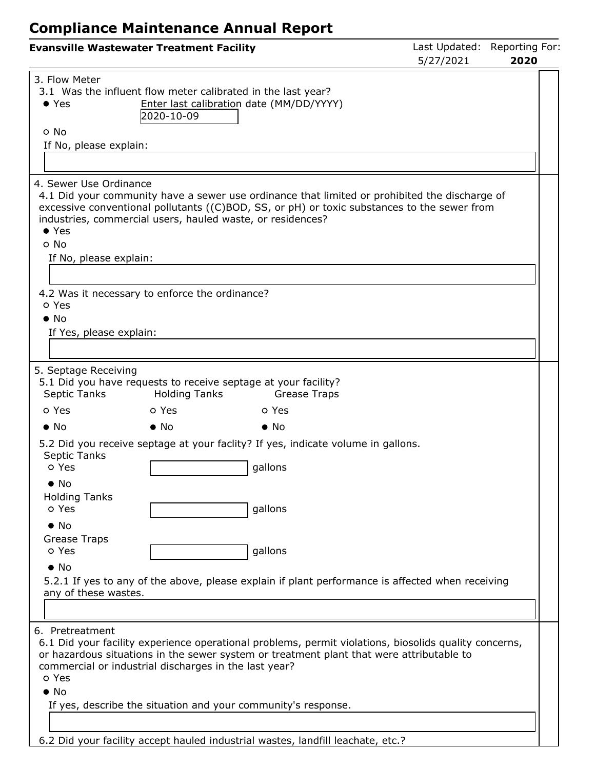# Compliance Maintenance Annual Report

**Evansville Wastewater Treatment Facility** — Last Updated: 5/27/2021 — Reporting For: **2020**

### 3. Flow Meter

3.1 Was the influent flow meter calibrated in the last year?

- ● Yes — Enter last calibration date (MM/DD/YYYY): 2020-10-09
- ○ No

If No, please explain:

### 4. Sewer Use Ordinance

4.1 Did your community have a sewer use ordinance that limited or prohibited the discharge of excessive conventional pollutants ((C)BOD, SS, or pH) or toxic substances to the sewer from industries, commercial users, hauled waste, or residences?

- ● Yes
- ○ No

If No, please explain:

4.2 Was it necessary to enforce the ordinance?

- ○ Yes
- ● No

If Yes, please explain:

### 5. Septage Receiving

5.1 Did you have requests to receive septage at your facility?

| Septic Tanks | Holding Tanks | Grease Traps |
|---|---|---|
| ○ Yes | ○ Yes | ○ Yes |
| ● No | ● No | ● No |

5.2 Did you receive septage at your faclity? If yes, indicate volume in gallons.

Septic Tanks
- ○ Yes ______ gallons
- ● No

Holding Tanks
- ○ Yes ______ gallons
- ● No

Grease Traps
- ○ Yes ______ gallons
- ● No

5.2.1 If yes to any of the above, please explain if plant performance is affected when receiving any of these wastes.

### 6. Pretreatment

6.1 Did your facility experience operational problems, permit violations, biosolids quality concerns, or hazardous situations in the sewer system or treatment plant that were attributable to commercial or industrial discharges in the last year?

- ○ Yes
- ● No

If yes, describe the situation and your community's response.

6.2 Did your facility accept hauled industrial wastes, landfill leachate, etc.?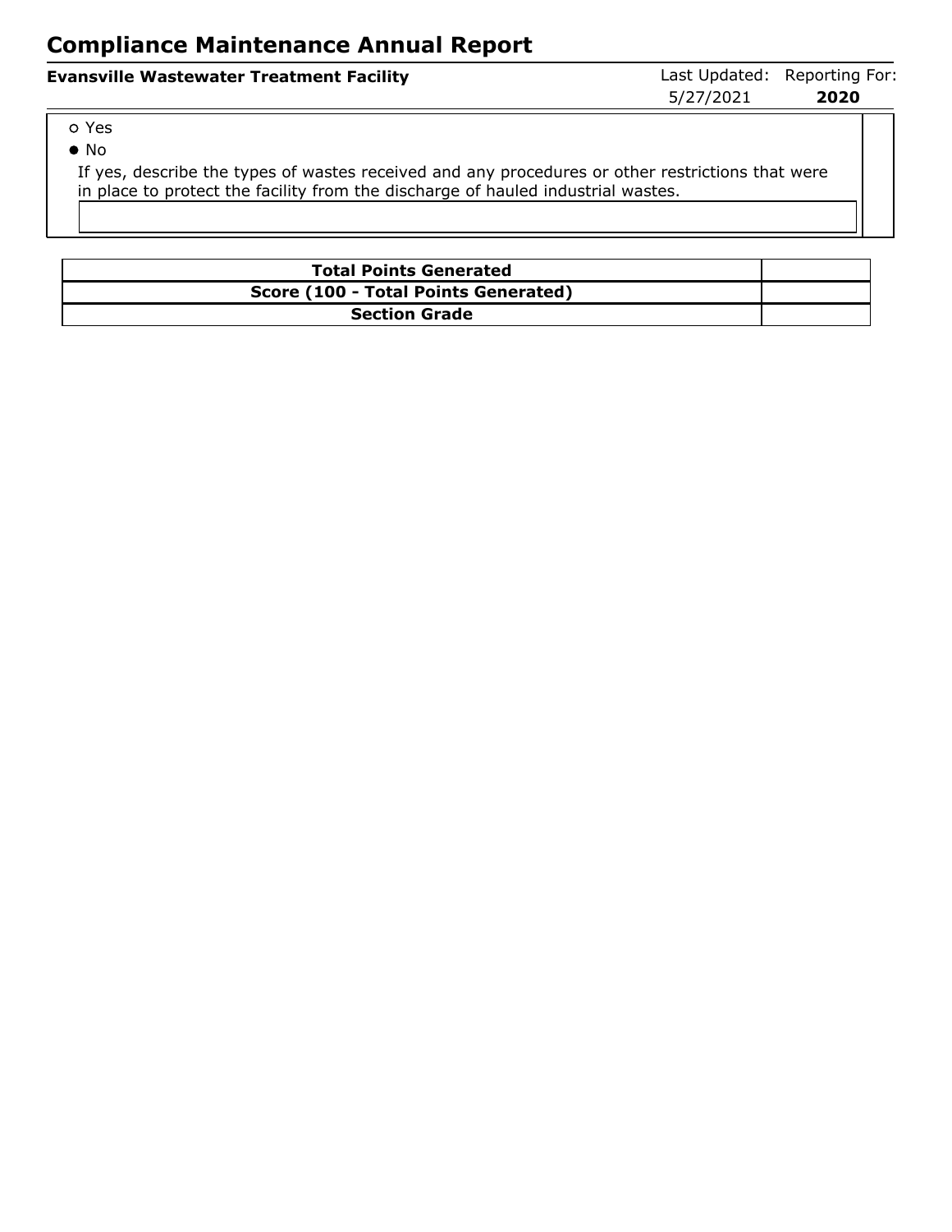- ○ Yes
- ● No

If yes, describe the types of wastes received and any procedures or other restrictions that were in place to protect the facility from the discharge of hauled industrial wastes.

| Total Points Generated | |
|---|---|
| Score (100 - Total Points Generated) | |
| Section Grade | |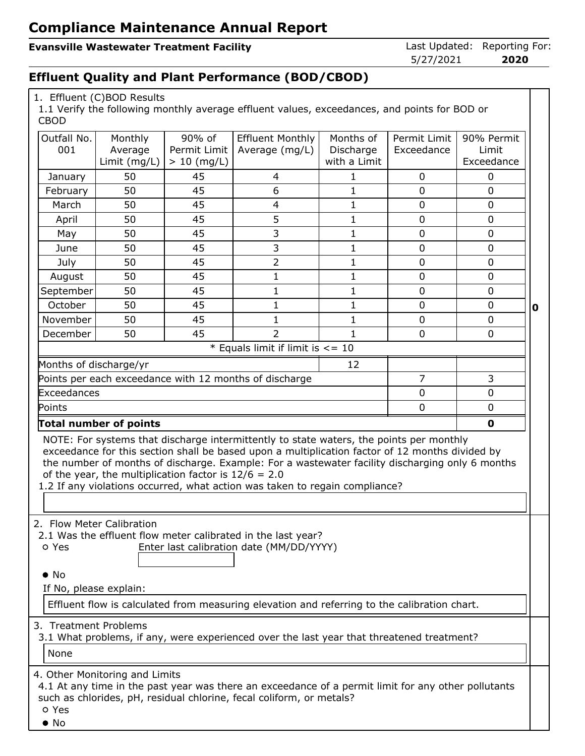# Compliance Maintenance Annual Report

**Evansville Wastewater Treatment Facility**

Last Updated: 5/27/2021 Reporting For: **2020**

## Effluent Quality and Plant Performance (BOD/CBOD)

1. Effluent (C)BOD Results

1.1 Verify the following monthly average effluent values, exceedances, and points for BOD or CBOD

| Outfall No. 001 | Monthly Average Limit (mg/L) | 90% of Permit Limit > 10 (mg/L) | Effluent Monthly Average (mg/L) | Months of Discharge with a Limit | Permit Limit Exceedance | 90% Permit Limit Exceedance |
|---|---|---|---|---|---|---|
| January | 50 | 45 | 4 | 1 | 0 | 0 |
| February | 50 | 45 | 6 | 1 | 0 | 0 |
| March | 50 | 45 | 4 | 1 | 0 | 0 |
| April | 50 | 45 | 5 | 1 | 0 | 0 |
| May | 50 | 45 | 3 | 1 | 0 | 0 |
| June | 50 | 45 | 3 | 1 | 0 | 0 |
| July | 50 | 45 | 2 | 1 | 0 | 0 |
| August | 50 | 45 | 1 | 1 | 0 | 0 |
| September | 50 | 45 | 1 | 1 | 0 | 0 |
| October | 50 | 45 | 1 | 1 | 0 | 0 |
| November | 50 | 45 | 1 | 1 | 0 | 0 |
| December | 50 | 45 | 2 | 1 | 0 | 0 |
| * Equals limit if limit is <= 10 | | | | | | |
| Months of discharge/yr | | | | 12 | | |
| Points per each exceedance with 12 months of discharge | | | | | 7 | 3 |
| Exceedances | | | | | 0 | 0 |
| Points | | | | | 0 | 0 |
| **Total number of points** | | | | | | **0** |

**0**

NOTE: For systems that discharge intermittently to state waters, the points per monthly exceedance for this section shall be based upon a multiplication factor of 12 months divided by the number of months of discharge. Example: For a wastewater facility discharging only 6 months of the year, the multiplication factor is 12/6 = 2.0

1.2 If any violations occurred, what action was taken to regain compliance?

2. Flow Meter Calibration

2.1 Was the effluent flow meter calibrated in the last year?

○ Yes Enter last calibration date (MM/DD/YYYY)

● No

If No, please explain:

Effluent flow is calculated from measuring elevation and referring to the calibration chart.

3. Treatment Problems

3.1 What problems, if any, were experienced over the last year that threatened treatment?

None

4. Other Monitoring and Limits

4.1 At any time in the past year was there an exceedance of a permit limit for any other pollutants such as chlorides, pH, residual chlorine, fecal coliform, or metals?

○ Yes

● No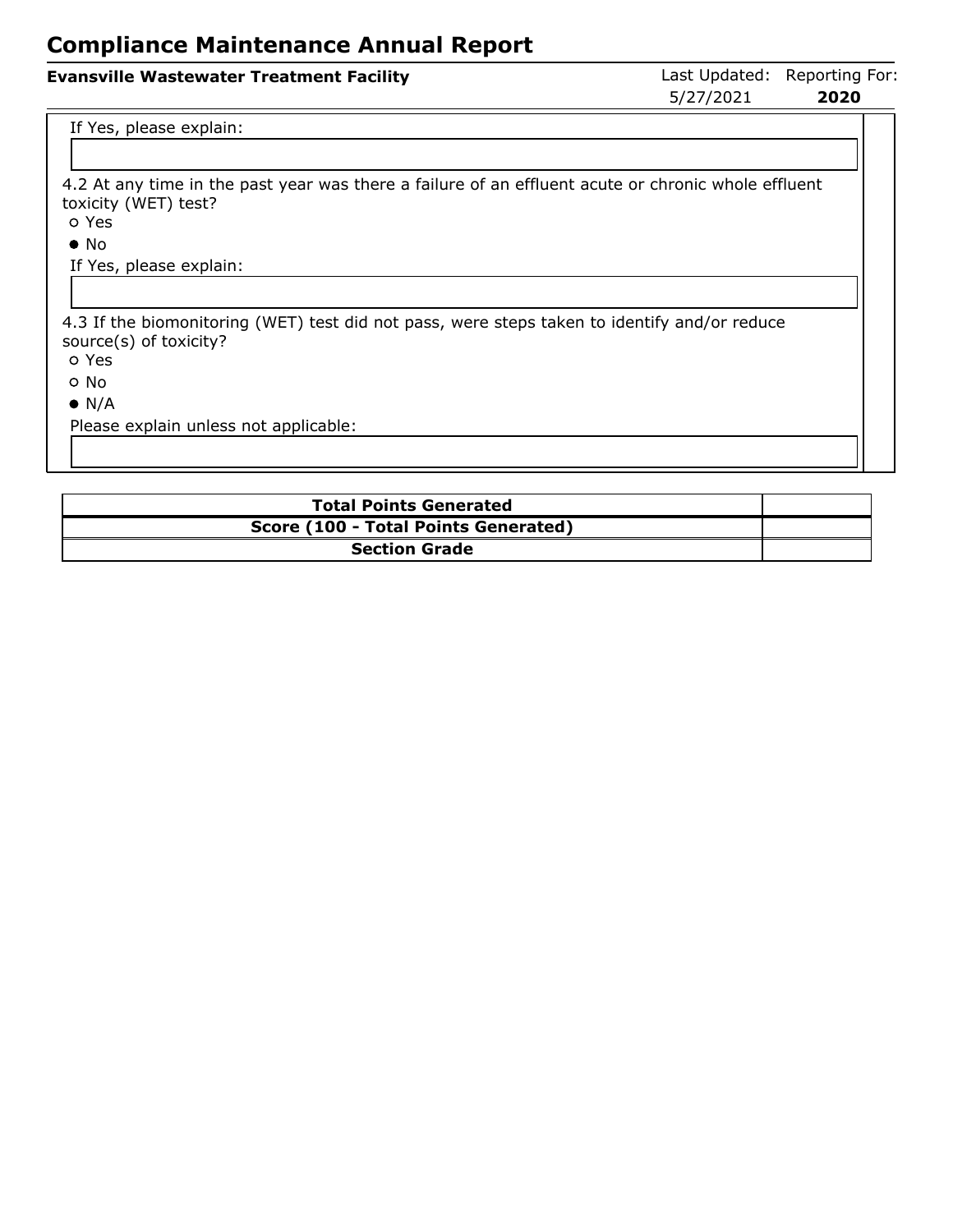If Yes, please explain:

4.2 At any time in the past year was there a failure of an effluent acute or chronic whole effluent toxicity (WET) test?

- ○ Yes
- ● No

If Yes, please explain:

4.3 If the biomonitoring (WET) test did not pass, were steps taken to identify and/or reduce source(s) of toxicity?

- ○ Yes
- ○ No
- ● N/A

Please explain unless not applicable:

| **Total Points Generated** | |
|---|---|
| **Score (100 - Total Points Generated)** | |
| **Section Grade** | |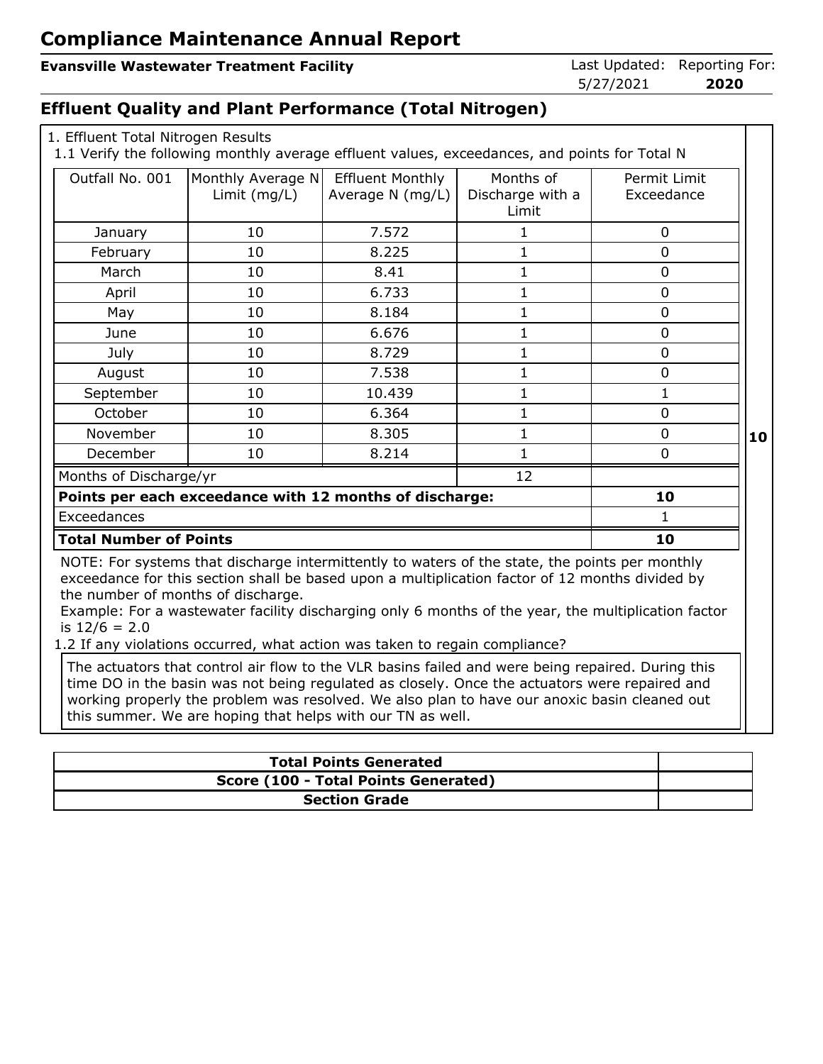# Compliance Maintenance Annual Report

**Evansville Wastewater Treatment Facility**

Last Updated: 5/27/2021 Reporting For: **2020**

## Effluent Quality and Plant Performance (Total Nitrogen)

1. Effluent Total Nitrogen Results

1.1 Verify the following monthly average effluent values, exceedances, and points for Total N

| Outfall No. 001 | Monthly Average N Limit (mg/L) | Effluent Monthly Average N (mg/L) | Months of Discharge with a Limit | Permit Limit Exceedance |
|---|---|---|---|---|
| January | 10 | 7.572 | 1 | 0 |
| February | 10 | 8.225 | 1 | 0 |
| March | 10 | 8.41 | 1 | 0 |
| April | 10 | 6.733 | 1 | 0 |
| May | 10 | 8.184 | 1 | 0 |
| June | 10 | 6.676 | 1 | 0 |
| July | 10 | 8.729 | 1 | 0 |
| August | 10 | 7.538 | 1 | 0 |
| September | 10 | 10.439 | 1 | 1 |
| October | 10 | 6.364 | 1 | 0 |
| November | 10 | 8.305 | 1 | 0 |
| December | 10 | 8.214 | 1 | 0 |
| Months of Discharge/yr | | | 12 | |
| **Points per each exceedance with 12 months of discharge:** | | | | **10** |
| Exceedances | | | | 1 |
| **Total Number of Points** | | | | **10** |

**10**

NOTE: For systems that discharge intermittently to waters of the state, the points per monthly exceedance for this section shall be based upon a multiplication factor of 12 months divided by the number of months of discharge.
Example: For a wastewater facility discharging only 6 months of the year, the multiplication factor is 12/6 = 2.0

1.2 If any violations occurred, what action was taken to regain compliance?

The actuators that control air flow to the VLR basins failed and were being repaired. During this time DO in the basin was not being regulated as closely. Once the actuators were repaired and working properly the problem was resolved. We also plan to have our anoxic basin cleaned out this summer. We are hoping that helps with our TN as well.

| **Total Points Generated** | |
|---|---|
| **Score (100 - Total Points Generated)** | |
| **Section Grade** | |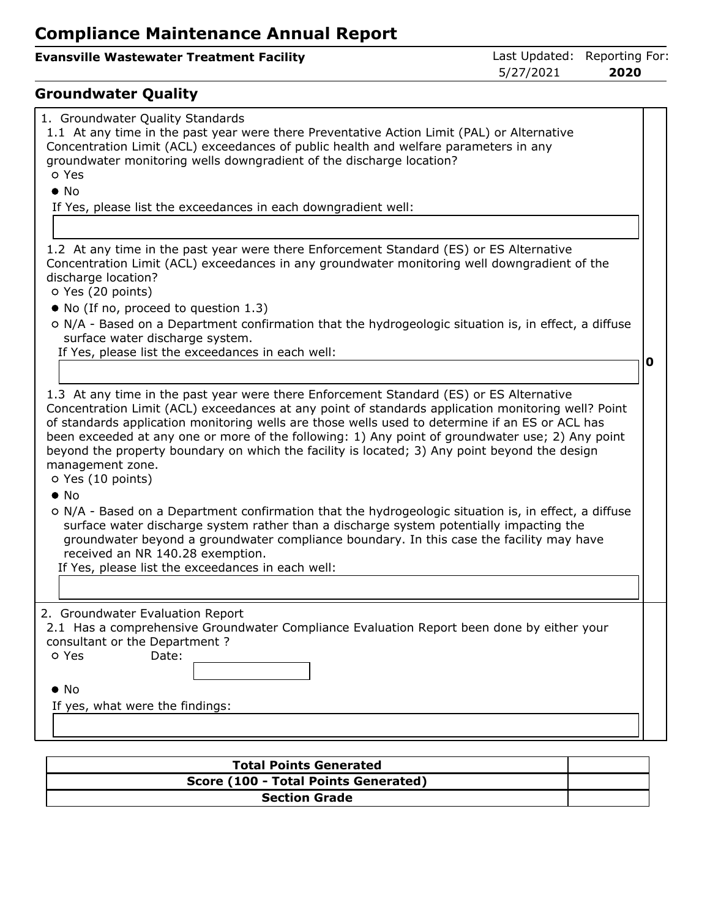# Compliance Maintenance Annual Report

**Evansville Wastewater Treatment Facility** — Last Updated: 5/27/2021 — Reporting For: **2020**

## Groundwater Quality

1. Groundwater Quality Standards

1.1 At any time in the past year were there Preventative Action Limit (PAL) or Alternative Concentration Limit (ACL) exceedances of public health and welfare parameters in any groundwater monitoring wells downgradient of the discharge location?

- ○ Yes
- ● No

If Yes, please list the exceedances in each downgradient well:

1.2 At any time in the past year were there Enforcement Standard (ES) or ES Alternative Concentration Limit (ACL) exceedances in any groundwater monitoring well downgradient of the discharge location?

- ○ Yes (20 points)
- ● No (If no, proceed to question 1.3)
- ○ N/A - Based on a Department confirmation that the hydrogeologic situation is, in effect, a diffuse surface water discharge system.

If Yes, please list the exceedances in each well:

**0**

1.3 At any time in the past year were there Enforcement Standard (ES) or ES Alternative Concentration Limit (ACL) exceedances at any point of standards application monitoring well? Point of standards application monitoring wells are those wells used to determine if an ES or ACL has been exceeded at any one or more of the following: 1) Any point of groundwater use; 2) Any point beyond the property boundary on which the facility is located; 3) Any point beyond the design management zone.

- ○ Yes (10 points)
- ● No
- ○ N/A - Based on a Department confirmation that the hydrogeologic situation is, in effect, a diffuse surface water discharge system rather than a discharge system potentially impacting the groundwater beyond a groundwater compliance boundary. In this case the facility may have received an NR 140.28 exemption.

If Yes, please list the exceedances in each well:

2. Groundwater Evaluation Report

2.1 Has a comprehensive Groundwater Compliance Evaluation Report been done by either your consultant or the Department ?

- ○ Yes Date:
- ● No

If yes, what were the findings:

| Total Points Generated | |
|---|---|
| Score (100 - Total Points Generated) | |
| Section Grade | |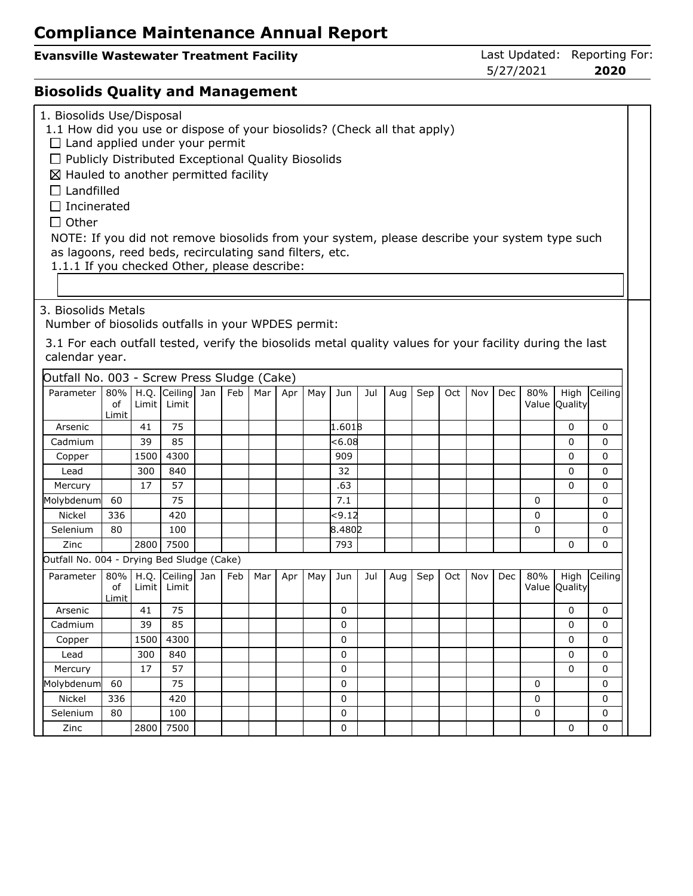# Compliance Maintenance Annual Report

**Evansville Wastewater Treatment Facility**

Last Updated: 5/27/2021 | Reporting For: **2020**

## Biosolids Quality and Management

1. Biosolids Use/Disposal

1.1 How did you use or dispose of your biosolids? (Check all that apply)

- ☐ Land applied under your permit
- ☐ Publicly Distributed Exceptional Quality Biosolids
- ☒ Hauled to another permitted facility
- ☐ Landfilled
- ☐ Incinerated
- ☐ Other

NOTE: If you did not remove biosolids from your system, please describe your system type such as lagoons, reed beds, recirculating sand filters, etc.

1.1.1 If you checked Other, please describe:

3. Biosolids Metals

Number of biosolids outfalls in your WPDES permit:

3.1 For each outfall tested, verify the biosolids metal quality values for your facility during the last calendar year.

Outfall No. 003 - Screw Press Sludge (Cake)

| Parameter | 80% of Limit | H.Q. Limit | Ceiling Limit | Jan | Feb | Mar | Apr | May | Jun | Jul | Aug | Sep | Oct | Nov | Dec | 80% Value | High Quality | Ceiling |
|---|---|---|---|---|---|---|---|---|---|---|---|---|---|---|---|---|---|---|
| Arsenic | | 41 | 75 | | | | | | 1.6018 | | | | | | | | 0 | 0 |
| Cadmium | | 39 | 85 | | | | | | <6.08 | | | | | | | | 0 | 0 |
| Copper | | 1500 | 4300 | | | | | | 909 | | | | | | | | 0 | 0 |
| Lead | | 300 | 840 | | | | | | 32 | | | | | | | | 0 | 0 |
| Mercury | | 17 | 57 | | | | | | .63 | | | | | | | | 0 | 0 |
| Molybdenum | 60 | | 75 | | | | | | 7.1 | | | | | | | 0 | | 0 |
| Nickel | 336 | | 420 | | | | | | <9.12 | | | | | | | 0 | | 0 |
| Selenium | 80 | | 100 | | | | | | 8.4802 | | | | | | | 0 | | 0 |
| Zinc | | 2800 | 7500 | | | | | | 793 | | | | | | | | 0 | 0 |

Outfall No. 004 - Drying Bed Sludge (Cake)

| Parameter | 80% of Limit | H.Q. Limit | Ceiling Limit | Jan | Feb | Mar | Apr | May | Jun | Jul | Aug | Sep | Oct | Nov | Dec | 80% Value | High Quality | Ceiling |
|---|---|---|---|---|---|---|---|---|---|---|---|---|---|---|---|---|---|---|
| Arsenic | | 41 | 75 | | | | | | 0 | | | | | | | | 0 | 0 |
| Cadmium | | 39 | 85 | | | | | | 0 | | | | | | | | 0 | 0 |
| Copper | | 1500 | 4300 | | | | | | 0 | | | | | | | | 0 | 0 |
| Lead | | 300 | 840 | | | | | | 0 | | | | | | | | 0 | 0 |
| Mercury | | 17 | 57 | | | | | | 0 | | | | | | | | 0 | 0 |
| Molybdenum | 60 | | 75 | | | | | | 0 | | | | | | | 0 | | 0 |
| Nickel | 336 | | 420 | | | | | | 0 | | | | | | | 0 | | 0 |
| Selenium | 80 | | 100 | | | | | | 0 | | | | | | | 0 | | 0 |
| Zinc | | 2800 | 7500 | | | | | | 0 | | | | | | | | 0 | 0 |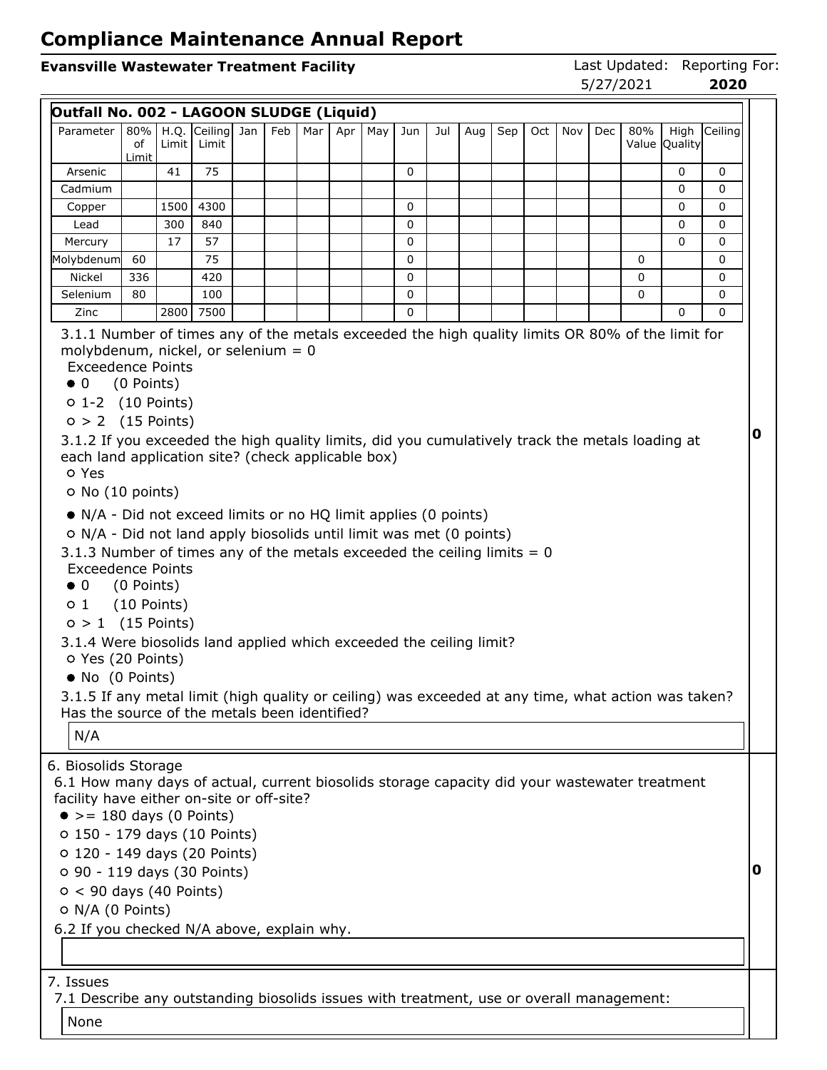# Compliance Maintenance Annual Report

**Evansville Wastewater Treatment Facility**

Last Updated: 5/27/2021 Reporting For: **2020**

**Outfall No. 002 - LAGOON SLUDGE (Liquid)**

| Parameter | 80% of Limit | H.Q. Limit | Ceiling Limit | Jan | Feb | Mar | Apr | May | Jun | Jul | Aug | Sep | Oct | Nov | Dec | 80% Value | High Quality | Ceiling |
|---|---|---|---|---|---|---|---|---|---|---|---|---|---|---|---|---|---|---|
| Arsenic | | 41 | 75 | | | | | | 0 | | | | | | | | 0 | 0 |
| Cadmium | | | | | | | | | | | | | | | | | 0 | 0 |
| Copper | | 1500 | 4300 | | | | | | 0 | | | | | | | | 0 | 0 |
| Lead | | 300 | 840 | | | | | | 0 | | | | | | | | 0 | 0 |
| Mercury | | 17 | 57 | | | | | | 0 | | | | | | | | 0 | 0 |
| Molybdenum | 60 | | 75 | | | | | | 0 | | | | | | | 0 | | 0 |
| Nickel | 336 | | 420 | | | | | | 0 | | | | | | | 0 | | 0 |
| Selenium | 80 | | 100 | | | | | | 0 | | | | | | | 0 | | 0 |
| Zinc | | 2800 | 7500 | | | | | | 0 | | | | | | | | 0 | 0 |

3.1.1 Number of times any of the metals exceeded the high quality limits OR 80% of the limit for molybdenum, nickel, or selenium = 0

Exceedence Points
- ● 0 (0 Points)
- ○ 1-2 (10 Points)
- ○ > 2 (15 Points)

3.1.2 If you exceeded the high quality limits, did you cumulatively track the metals loading at each land application site? (check applicable box)
- ○ Yes
- ○ No (10 points)
- ● N/A - Did not exceed limits or no HQ limit applies (0 points)
- ○ N/A - Did not land apply biosolids until limit was met (0 points)

3.1.3 Number of times any of the metals exceeded the ceiling limits = 0

Exceedence Points
- ● 0 (0 Points)
- ○ 1 (10 Points)
- ○ > 1 (15 Points)

3.1.4 Were biosolids land applied which exceeded the ceiling limit?
- ○ Yes (20 Points)
- ● No (0 Points)

3.1.5 If any metal limit (high quality or ceiling) was exceeded at any time, what action was taken? Has the source of the metals been identified?

N/A

**0**

6. Biosolids Storage

6.1 How many days of actual, current biosolids storage capacity did your wastewater treatment facility have either on-site or off-site?
- ● >= 180 days (0 Points)
- ○ 150 - 179 days (10 Points)
- ○ 120 - 149 days (20 Points)
- ○ 90 - 119 days (30 Points)
- ○ < 90 days (40 Points)
- ○ N/A (0 Points)

6.2 If you checked N/A above, explain why.

**0**

7. Issues

7.1 Describe any outstanding biosolids issues with treatment, use or overall management:

None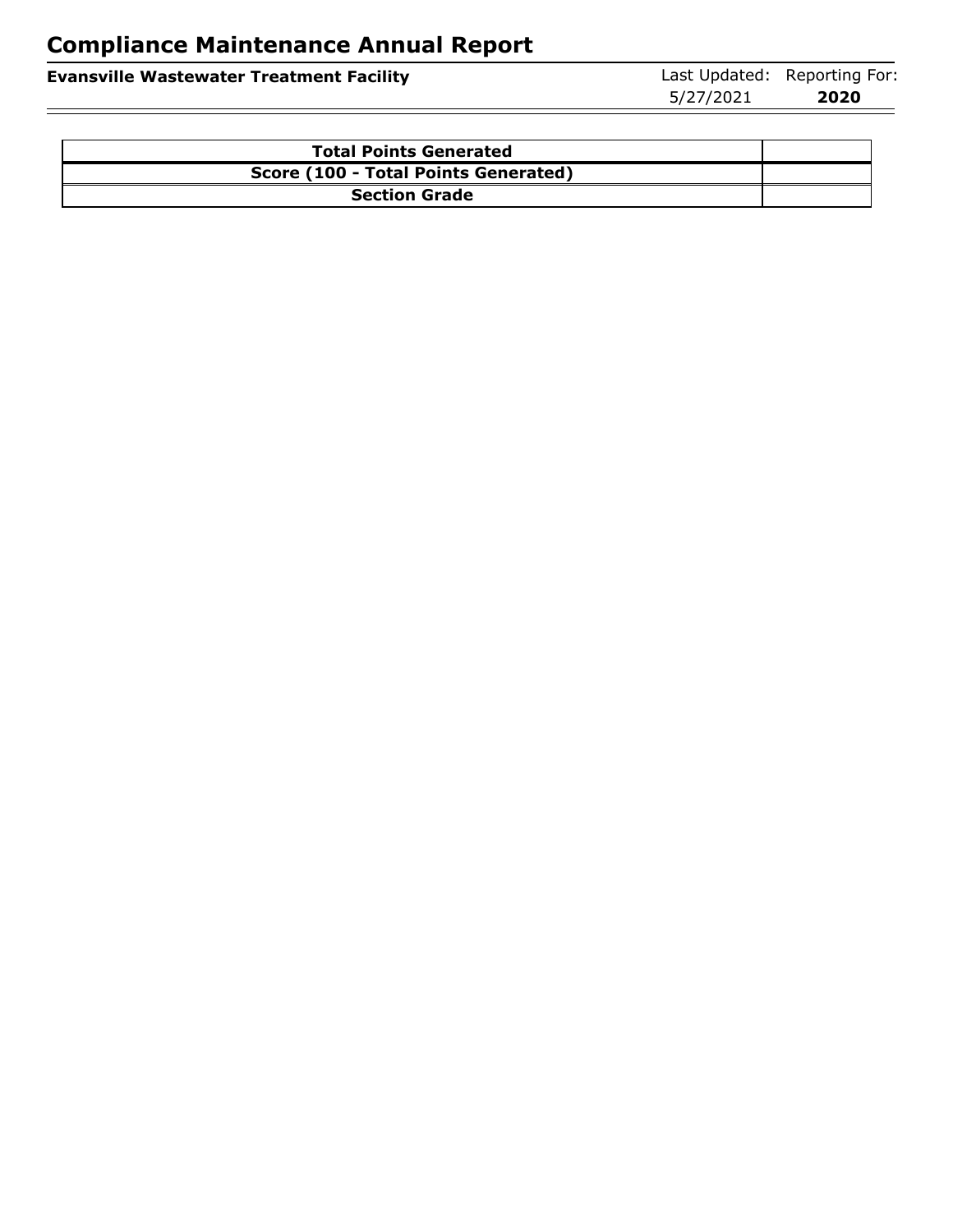# Compliance Maintenance Annual Report

**Evansville Wastewater Treatment Facility** | Last Updated: 5/27/2021 | Reporting For: **2020**

| **Total Points Generated** | |
|---|---|
| **Score (100 - Total Points Generated)** | |
| **Section Grade** | |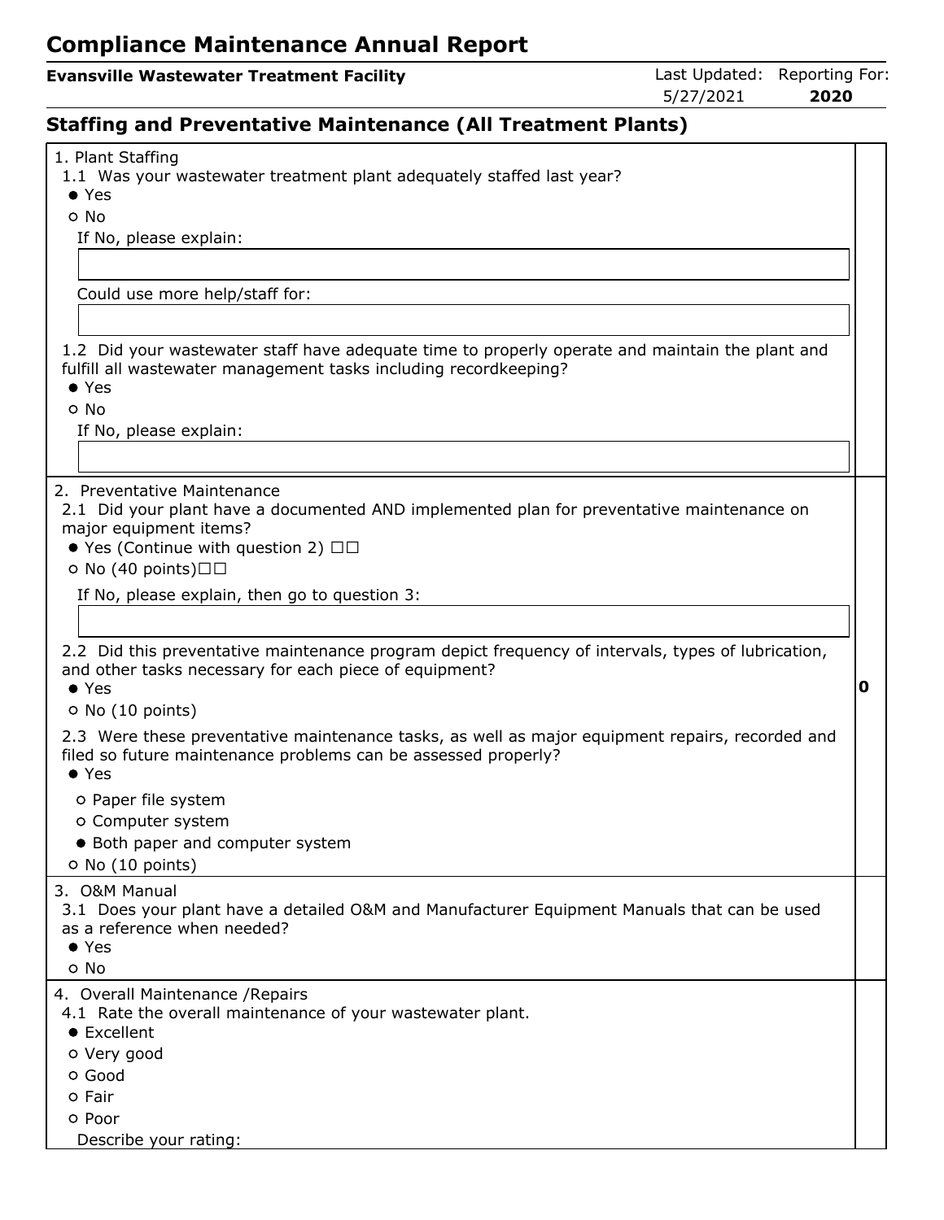# Compliance Maintenance Annual Report

**Evansville Wastewater Treatment Facility**

Last Updated: 5/27/2021

Reporting For: **2020**

## Staffing and Preventative Maintenance (All Treatment Plants)

1. Plant Staffing

1.1 Was your wastewater treatment plant adequately staffed last year?

- ● Yes
- ○ No

If No, please explain:

Could use more help/staff for:

1.2 Did your wastewater staff have adequate time to properly operate and maintain the plant and fulfill all wastewater management tasks including recordkeeping?

- ● Yes
- ○ No

If No, please explain:

2. Preventative Maintenance

2.1 Did your plant have a documented AND implemented plan for preventative maintenance on major equipment items?

- ● Yes (Continue with question 2) ☐☐
- ○ No (40 points)☐☐

If No, please explain, then go to question 3:

2.2 Did this preventative maintenance program depict frequency of intervals, types of lubrication, and other tasks necessary for each piece of equipment?

- ● Yes
- ○ No (10 points)

2.3 Were these preventative maintenance tasks, as well as major equipment repairs, recorded and filed so future maintenance problems can be assessed properly?

- ● Yes
  - ○ Paper file system
  - ○ Computer system
  - ● Both paper and computer system
- ○ No (10 points)

**0**

3. O&M Manual

3.1 Does your plant have a detailed O&M and Manufacturer Equipment Manuals that can be used as a reference when needed?

- ● Yes
- ○ No

4. Overall Maintenance /Repairs

4.1 Rate the overall maintenance of your wastewater plant.

- ● Excellent
- ○ Very good
- ○ Good
- ○ Fair
- ○ Poor

Describe your rating: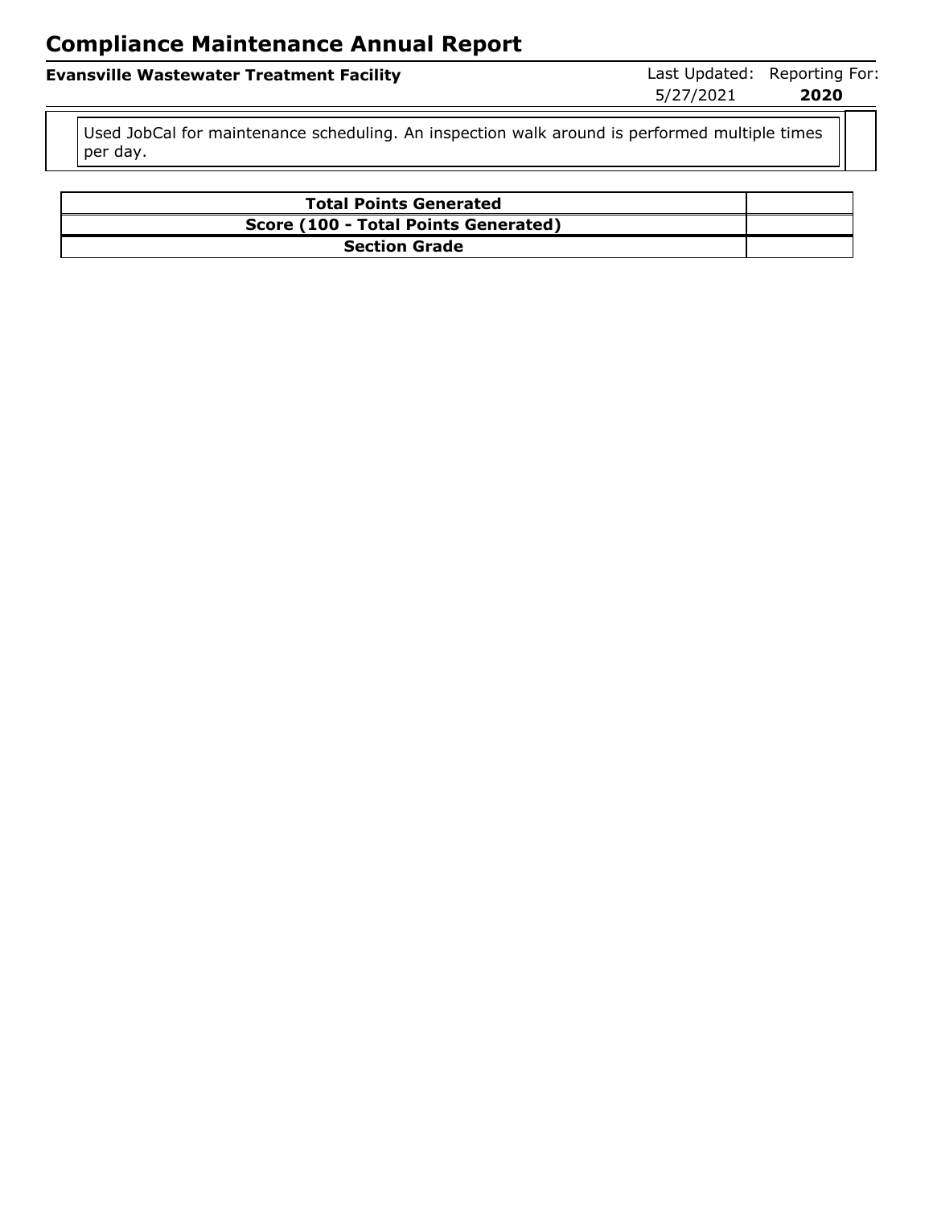Used JobCal for maintenance scheduling. An inspection walk around is performed multiple times per day.

| **Total Points Generated** | |
|---|---|
| **Score (100 - Total Points Generated)** | |
| **Section Grade** | |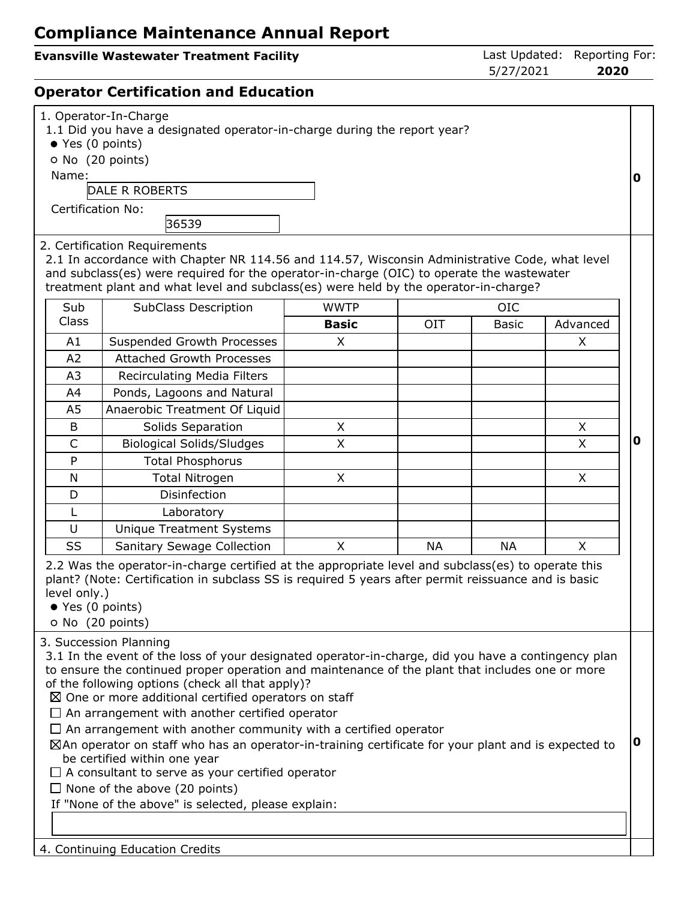# Compliance Maintenance Annual Report

**Evansville Wastewater Treatment Facility**

Last Updated: 5/27/2021 | Reporting For: **2020**

## Operator Certification and Education

1. Operator-In-Charge

1.1 Did you have a designated operator-in-charge during the report year?

- ● Yes (0 points)
- ○ No (20 points)

Name: DALE R ROBERTS

Certification No: 36539

**0**

2. Certification Requirements

2.1 In accordance with Chapter NR 114.56 and 114.57, Wisconsin Administrative Code, what level and subclass(es) were required for the operator-in-charge (OIC) to operate the wastewater treatment plant and what level and subclass(es) were held by the operator-in-charge?

| Sub Class | SubClass Description | WWTP | OIC | | |
|---|---|---|---|---|---|
| | | **Basic** | OIT | Basic | Advanced |
| A1 | Suspended Growth Processes | X | | | X |
| A2 | Attached Growth Processes | | | | |
| A3 | Recirculating Media Filters | | | | |
| A4 | Ponds, Lagoons and Natural | | | | |
| A5 | Anaerobic Treatment Of Liquid | | | | |
| B | Solids Separation | X | | | X |
| C | Biological Solids/Sludges | X | | | X |
| P | Total Phosphorus | | | | |
| N | Total Nitrogen | X | | | X |
| D | Disinfection | | | | |
| L | Laboratory | | | | |
| U | Unique Treatment Systems | | | | |
| SS | Sanitary Sewage Collection | X | NA | NA | X |

2.2 Was the operator-in-charge certified at the appropriate level and subclass(es) to operate this plant? (Note: Certification in subclass SS is required 5 years after permit reissuance and is basic level only.)

- ● Yes (0 points)
- ○ No (20 points)

**0**

3. Succession Planning

3.1 In the event of the loss of your designated operator-in-charge, did you have a contingency plan to ensure the continued proper operation and maintenance of the plant that includes one or more of the following options (check all that apply)?

- ☒ One or more additional certified operators on staff
- ☐ An arrangement with another certified operator
- ☐ An arrangement with another community with a certified operator
- ☒ An operator on staff who has an operator-in-training certificate for your plant and is expected to be certified within one year
- ☐ A consultant to serve as your certified operator
- ☐ None of the above (20 points)

If "None of the above" is selected, please explain:

**0**

4. Continuing Education Credits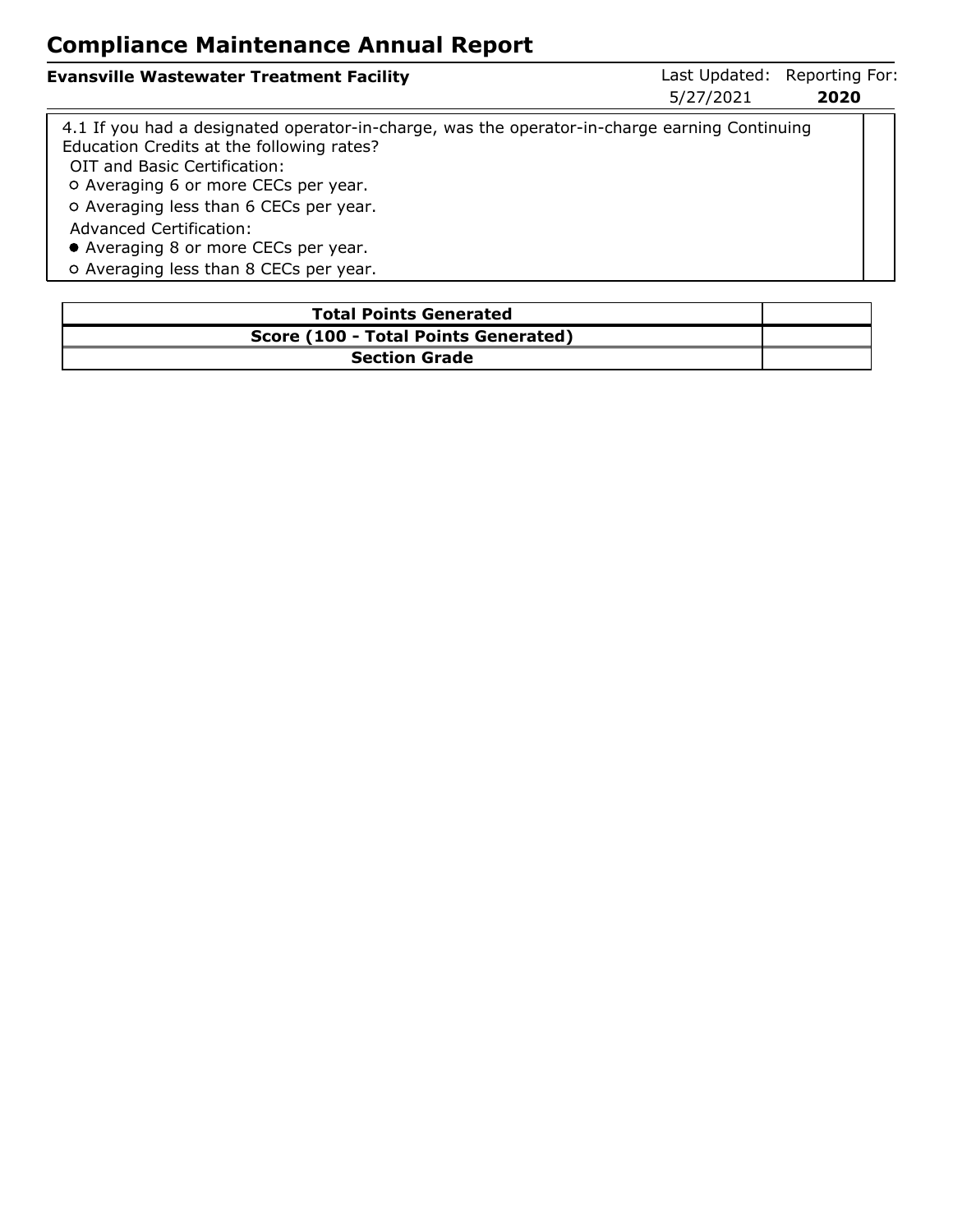# Compliance Maintenance Annual Report

**Evansville Wastewater Treatment Facility**

Last Updated: 5/27/2021 Reporting For: **2020**

4.1 If you had a designated operator-in-charge, was the operator-in-charge earning Continuing Education Credits at the following rates?

OIT and Basic Certification:

- ○ Averaging 6 or more CECs per year.
- ○ Averaging less than 6 CECs per year.

Advanced Certification:

- ● Averaging 8 or more CECs per year.
- ○ Averaging less than 8 CECs per year.

| **Total Points Generated** | |
|---|---|
| **Score (100 - Total Points Generated)** | |
| **Section Grade** | |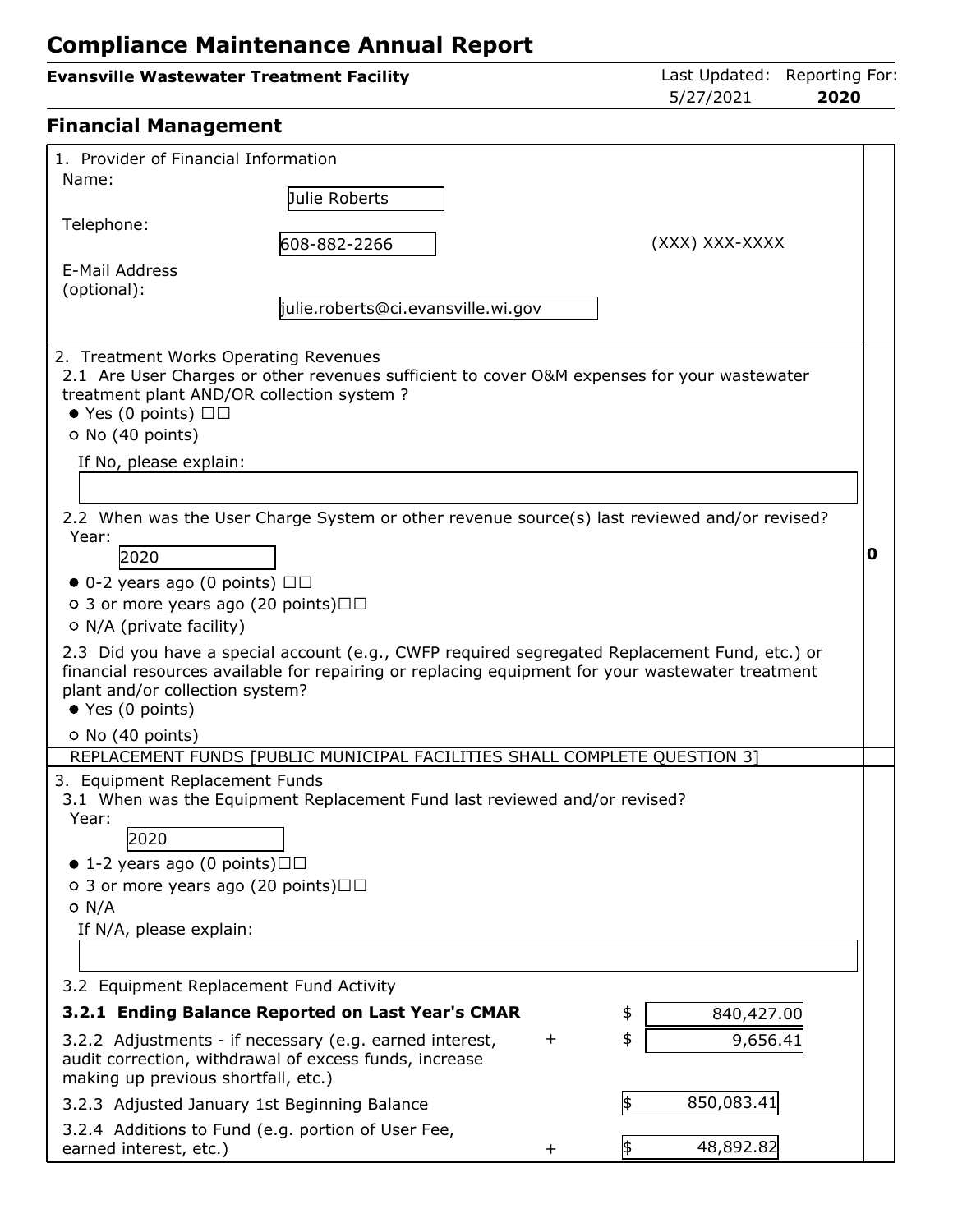# Compliance Maintenance Annual Report

**Evansville Wastewater Treatment Facility**

Last Updated: 5/27/2021 Reporting For: **2020**

## Financial Management

1. Provider of Financial Information

Name: Julie Roberts

Telephone: 608-882-2266 (XXX) XXX-XXXX

E-Mail Address (optional): julie.roberts@ci.evansville.wi.gov

2. Treatment Works Operating Revenues

2.1 Are User Charges or other revenues sufficient to cover O&M expenses for your wastewater treatment plant AND/OR collection system ?

- ● Yes (0 points)
- ○ No (40 points)

If No, please explain:

2.2 When was the User Charge System or other revenue source(s) last reviewed and/or revised?

Year: 2020

- ● 0-2 years ago (0 points)
- ○ 3 or more years ago (20 points)
- ○ N/A (private facility)

2.3 Did you have a special account (e.g., CWFP required segregated Replacement Fund, etc.) or financial resources available for repairing or replacing equipment for your wastewater treatment plant and/or collection system?

- ● Yes (0 points)
- ○ No (40 points)

**0**

REPLACEMENT FUNDS [PUBLIC MUNICIPAL FACILITIES SHALL COMPLETE QUESTION 3]

3. Equipment Replacement Funds

3.1 When was the Equipment Replacement Fund last reviewed and/or revised?

Year: 2020

- ● 1-2 years ago (0 points)
- ○ 3 or more years ago (20 points)
- ○ N/A

If N/A, please explain:

3.2 Equipment Replacement Fund Activity

| Item | | Amount |
|---|---|---|
| **3.2.1 Ending Balance Reported on Last Year's CMAR** | | $ 840,427.00 |
| 3.2.2 Adjustments - if necessary (e.g. earned interest, audit correction, withdrawal of excess funds, increase making up previous shortfall, etc.) | + | $ 9,656.41 |
| 3.2.3 Adjusted January 1st Beginning Balance | | $ 850,083.41 |
| 3.2.4 Additions to Fund (e.g. portion of User Fee, earned interest, etc.) | + | $ 48,892.82 |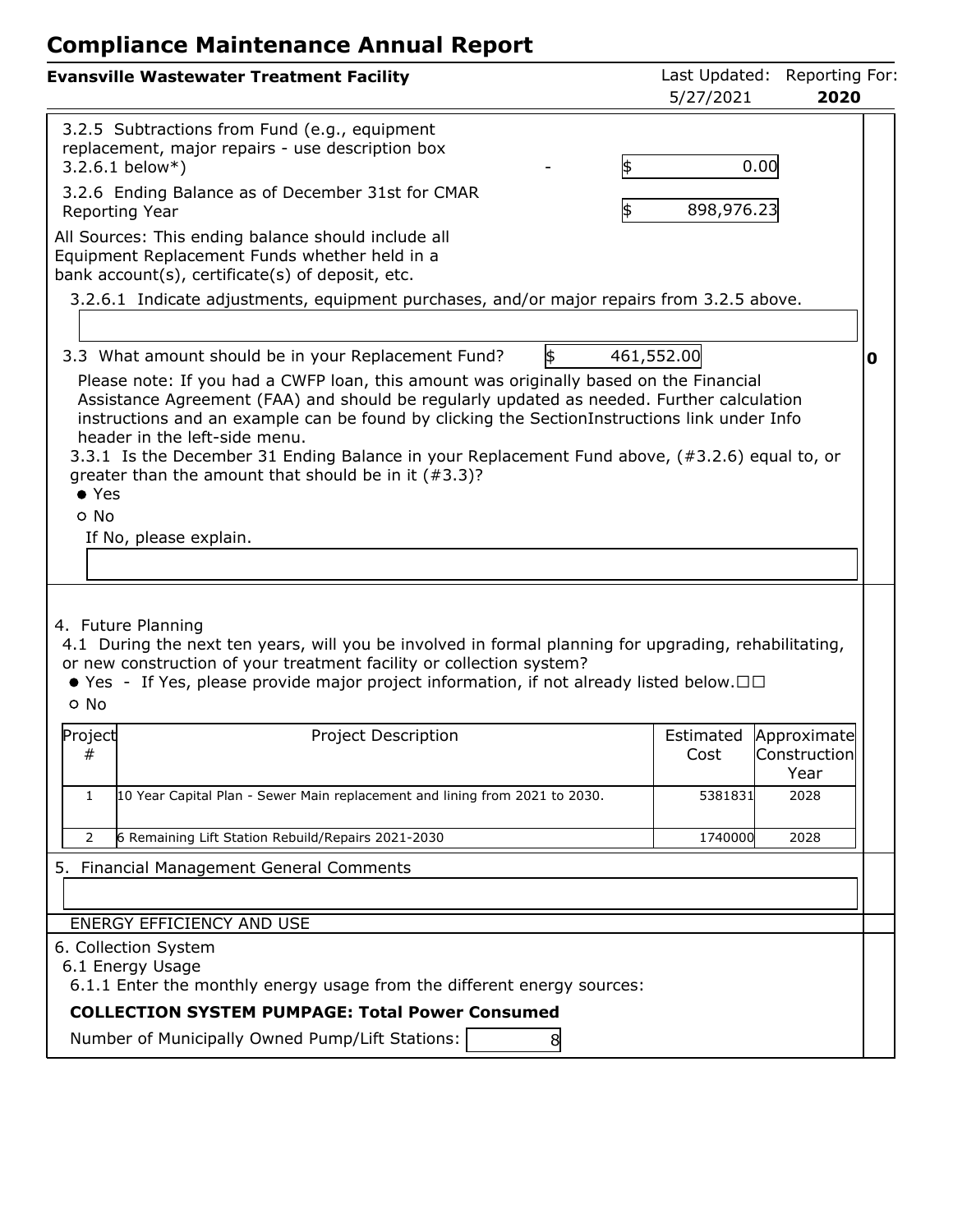# Compliance Maintenance Annual Report

**Evansville Wastewater Treatment Facility** — Last Updated: 5/27/2021 — Reporting For: **2020**

3.2.5 Subtractions from Fund (e.g., equipment replacement, major repairs - use description box 3.2.6.1 below*) - $ 0.00

3.2.6 Ending Balance as of December 31st for CMAR Reporting Year $ 898,976.23

All Sources: This ending balance should include all Equipment Replacement Funds whether held in a bank account(s), certificate(s) of deposit, etc.

3.2.6.1 Indicate adjustments, equipment purchases, and/or major repairs from 3.2.5 above.

3.3 What amount should be in your Replacement Fund? $ 461,552.00 — **0**

Please note: If you had a CWFP loan, this amount was originally based on the Financial Assistance Agreement (FAA) and should be regularly updated as needed. Further calculation instructions and an example can be found by clicking the SectionInstructions link under Info header in the left-side menu.

3.3.1 Is the December 31 Ending Balance in your Replacement Fund above, (#3.2.6) equal to, or greater than the amount that should be in it (#3.3)?

- ● Yes
- ○ No

If No, please explain.

4. Future Planning

4.1 During the next ten years, will you be involved in formal planning for upgrading, rehabilitating, or new construction of your treatment facility or collection system?

- ● Yes - If Yes, please provide major project information, if not already listed below.☐☐
- ○ No

| Project # | Project Description | Estimated Cost | Approximate Construction Year |
|---|---|---|---|
| 1 | 10 Year Capital Plan - Sewer Main replacement and lining from 2021 to 2030. | 5381831 | 2028 |
| 2 | 6 Remaining Lift Station Rebuild/Repairs 2021-2030 | 1740000 | 2028 |

5. Financial Management General Comments

ENERGY EFFICIENCY AND USE

6. Collection System

6.1 Energy Usage

6.1.1 Enter the monthly energy usage from the different energy sources:

**COLLECTION SYSTEM PUMPAGE: Total Power Consumed**

Number of Municipally Owned Pump/Lift Stations: 8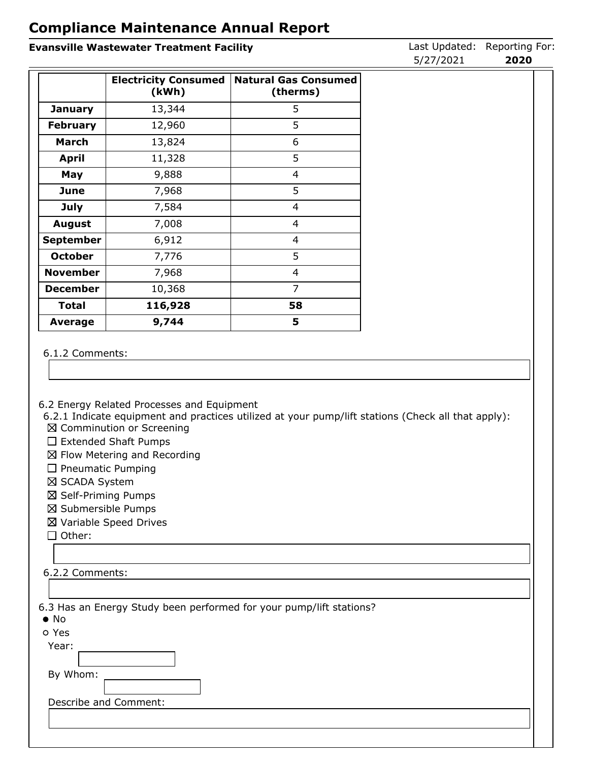# Compliance Maintenance Annual Report

**Evansville Wastewater Treatment Facility**

Last Updated: 5/27/2021 | Reporting For: **2020**

| | Electricity Consumed (kWh) | Natural Gas Consumed (therms) |
|---|---|---|
| **January** | 13,344 | 5 |
| **February** | 12,960 | 5 |
| **March** | 13,824 | 6 |
| **April** | 11,328 | 5 |
| **May** | 9,888 | 4 |
| **June** | 7,968 | 5 |
| **July** | 7,584 | 4 |
| **August** | 7,008 | 4 |
| **September** | 6,912 | 4 |
| **October** | 7,776 | 5 |
| **November** | 7,968 | 4 |
| **December** | 10,368 | 7 |
| **Total** | **116,928** | **58** |
| **Average** | **9,744** | **5** |

6.1.2 Comments:

6.2 Energy Related Processes and Equipment

6.2.1 Indicate equipment and practices utilized at your pump/lift stations (Check all that apply):

- ☒ Comminution or Screening
- ☐ Extended Shaft Pumps
- ☒ Flow Metering and Recording
- ☐ Pneumatic Pumping
- ☒ SCADA System
- ☒ Self-Priming Pumps
- ☒ Submersible Pumps
- ☒ Variable Speed Drives
- ☐ Other:

6.2.2 Comments:

6.3 Has an Energy Study been performed for your pump/lift stations?

- ● No
- ○ Yes

Year:

By Whom:

Describe and Comment: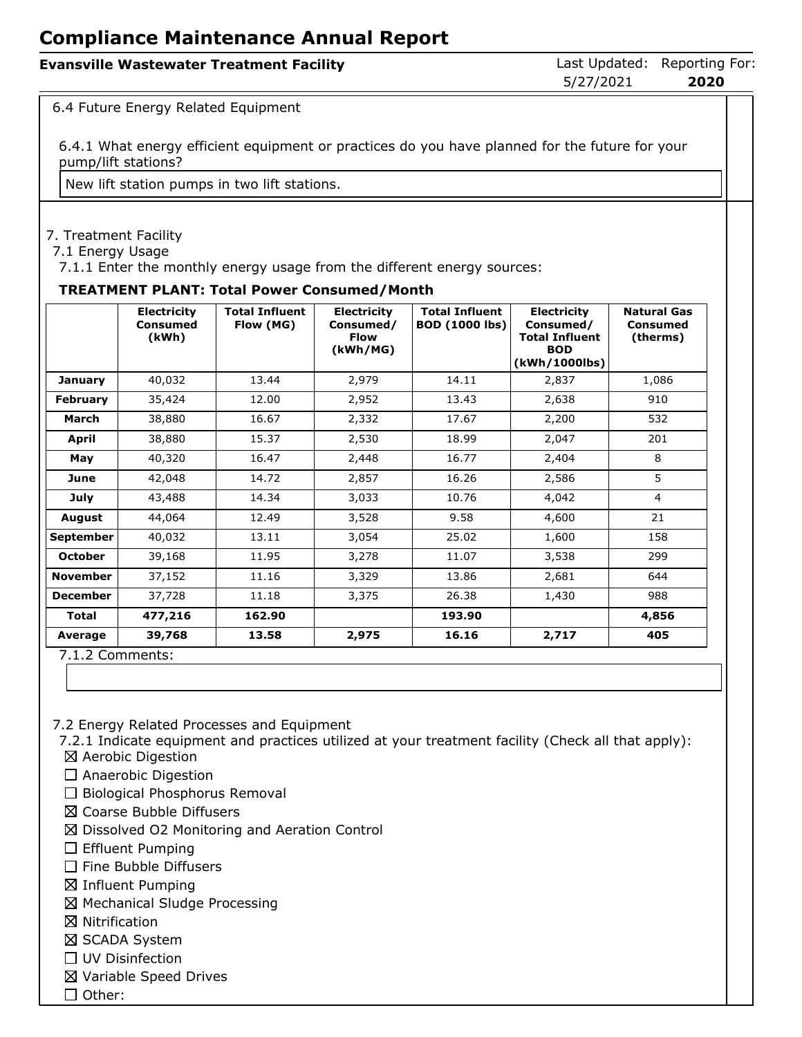# Compliance Maintenance Annual Report

**Evansville Wastewater Treatment Facility** Last Updated: 5/27/2021 Reporting For: **2020**

6.4 Future Energy Related Equipment

6.4.1 What energy efficient equipment or practices do you have planned for the future for your pump/lift stations?

New lift station pumps in two lift stations.

7. Treatment Facility

7.1 Energy Usage

7.1.1 Enter the monthly energy usage from the different energy sources:

**TREATMENT PLANT: Total Power Consumed/Month**

| | Electricity Consumed (kWh) | Total Influent Flow (MG) | Electricity Consumed/ Flow (kWh/MG) | Total Influent BOD (1000 lbs) | Electricity Consumed/ Total Influent BOD (kWh/1000lbs) | Natural Gas Consumed (therms) |
|---|---|---|---|---|---|---|
| **January** | 40,032 | 13.44 | 2,979 | 14.11 | 2,837 | 1,086 |
| **February** | 35,424 | 12.00 | 2,952 | 13.43 | 2,638 | 910 |
| **March** | 38,880 | 16.67 | 2,332 | 17.67 | 2,200 | 532 |
| **April** | 38,880 | 15.37 | 2,530 | 18.99 | 2,047 | 201 |
| **May** | 40,320 | 16.47 | 2,448 | 16.77 | 2,404 | 8 |
| **June** | 42,048 | 14.72 | 2,857 | 16.26 | 2,586 | 5 |
| **July** | 43,488 | 14.34 | 3,033 | 10.76 | 4,042 | 4 |
| **August** | 44,064 | 12.49 | 3,528 | 9.58 | 4,600 | 21 |
| **September** | 40,032 | 13.11 | 3,054 | 25.02 | 1,600 | 158 |
| **October** | 39,168 | 11.95 | 3,278 | 11.07 | 3,538 | 299 |
| **November** | 37,152 | 11.16 | 3,329 | 13.86 | 2,681 | 644 |
| **December** | 37,728 | 11.18 | 3,375 | 26.38 | 1,430 | 988 |
| **Total** | **477,216** | **162.90** | | **193.90** | | **4,856** |
| **Average** | **39,768** | **13.58** | **2,975** | **16.16** | **2,717** | **405** |

7.1.2 Comments:

7.2 Energy Related Processes and Equipment

7.2.1 Indicate equipment and practices utilized at your treatment facility (Check all that apply):

- ☒ Aerobic Digestion
- ☐ Anaerobic Digestion
- ☐ Biological Phosphorus Removal
- ☒ Coarse Bubble Diffusers
- ☒ Dissolved O2 Monitoring and Aeration Control
- ☐ Effluent Pumping
- ☐ Fine Bubble Diffusers
- ☒ Influent Pumping
- ☒ Mechanical Sludge Processing
- ☒ Nitrification
- ☒ SCADA System
- ☐ UV Disinfection
- ☒ Variable Speed Drives
- ☐ Other: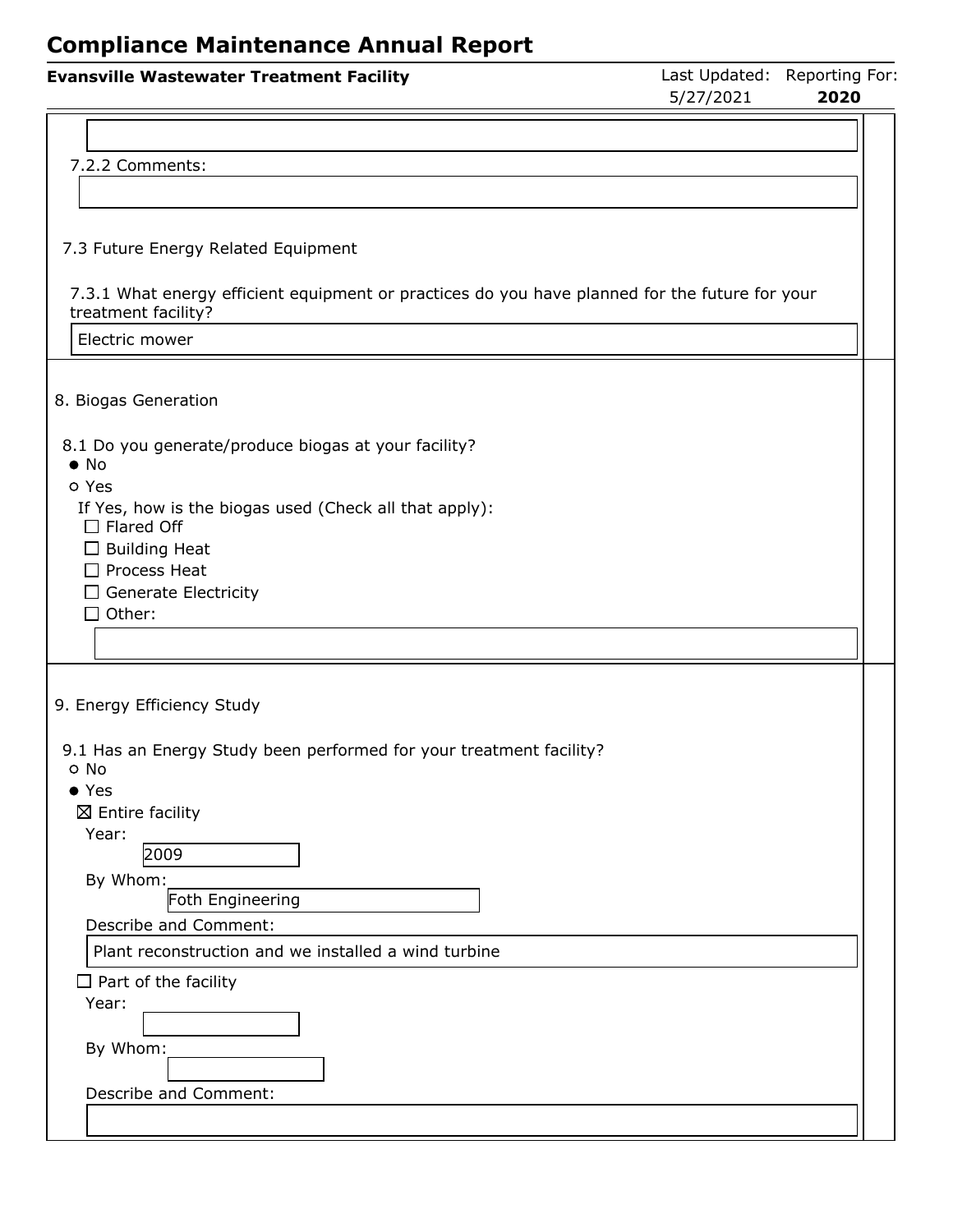7.2.2 Comments:

7.3 Future Energy Related Equipment

7.3.1 What energy efficient equipment or practices do you have planned for the future for your treatment facility?

Electric mower

8. Biogas Generation

8.1 Do you generate/produce biogas at your facility?

- ● No
- ○ Yes

If Yes, how is the biogas used (Check all that apply):

- ☐ Flared Off
- ☐ Building Heat
- ☐ Process Heat
- ☐ Generate Electricity
- ☐ Other:

9. Energy Efficiency Study

9.1 Has an Energy Study been performed for your treatment facility?

- ○ No
- ● Yes

☒ Entire facility

Year: 2009

By Whom: Foth Engineering

Describe and Comment: Plant reconstruction and we installed a wind turbine

☐ Part of the facility

Year:

By Whom:

Describe and Comment: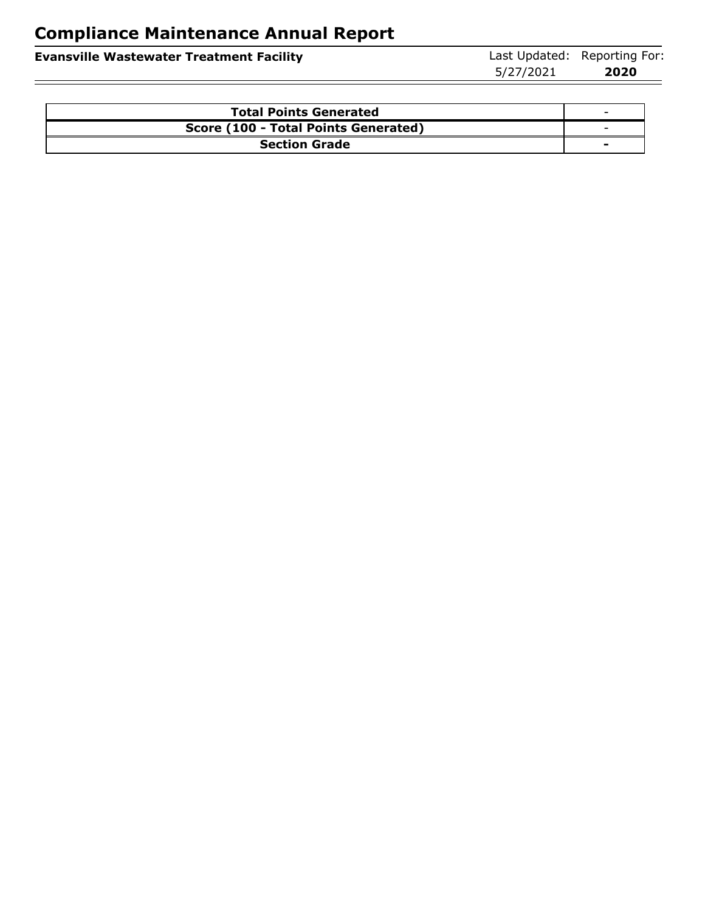# Compliance Maintenance Annual Report

**Evansville Wastewater Treatment Facility**

Last Updated: 5/27/2021 | Reporting For: **2020**

| **Total Points Generated** | - |
|---|---|
| **Score (100 - Total Points Generated)** | - |
| **Section Grade** | **-** |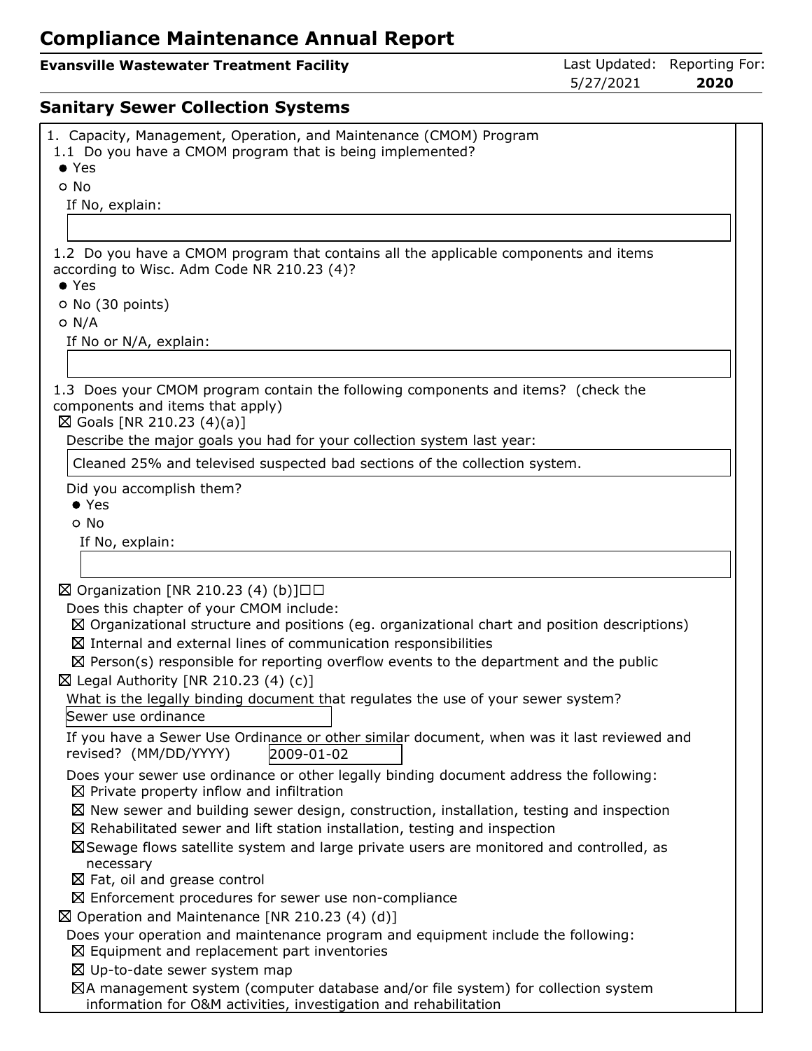# Compliance Maintenance Annual Report

**Evansville Wastewater Treatment Facility** | Last Updated: 5/27/2021 | Reporting For: **2020**

## Sanitary Sewer Collection Systems

1. Capacity, Management, Operation, and Maintenance (CMOM) Program

1.1 Do you have a CMOM program that is being implemented?

- ● Yes
- ○ No

If No, explain:

1.2 Do you have a CMOM program that contains all the applicable components and items according to Wisc. Adm Code NR 210.23 (4)?

- ● Yes
- ○ No (30 points)
- ○ N/A

If No or N/A, explain:

1.3 Does your CMOM program contain the following components and items? (check the components and items that apply)

☒ Goals [NR 210.23 (4)(a)]

Describe the major goals you had for your collection system last year:

Cleaned 25% and televised suspected bad sections of the collection system.

Did you accomplish them?

- ● Yes
- ○ No

If No, explain:

☒ Organization [NR 210.23 (4) (b)]☐☐

Does this chapter of your CMOM include:

- ☒ Organizational structure and positions (eg. organizational chart and position descriptions)
- ☒ Internal and external lines of communication responsibilities
- ☒ Person(s) responsible for reporting overflow events to the department and the public

☒ Legal Authority [NR 210.23 (4) (c)]

What is the legally binding document that regulates the use of your sewer system?

Sewer use ordinance

If you have a Sewer Use Ordinance or other similar document, when was it last reviewed and revised? (MM/DD/YYYY) 2009-01-02

Does your sewer use ordinance or other legally binding document address the following:

- ☒ Private property inflow and infiltration
- ☒ New sewer and building sewer design, construction, installation, testing and inspection
- ☒ Rehabilitated sewer and lift station installation, testing and inspection
- ☒ Sewage flows satellite system and large private users are monitored and controlled, as necessary
- ☒ Fat, oil and grease control
- ☒ Enforcement procedures for sewer use non-compliance

☒ Operation and Maintenance [NR 210.23 (4) (d)]

Does your operation and maintenance program and equipment include the following:

- ☒ Equipment and replacement part inventories
- ☒ Up-to-date sewer system map
- ☒ A management system (computer database and/or file system) for collection system information for O&M activities, investigation and rehabilitation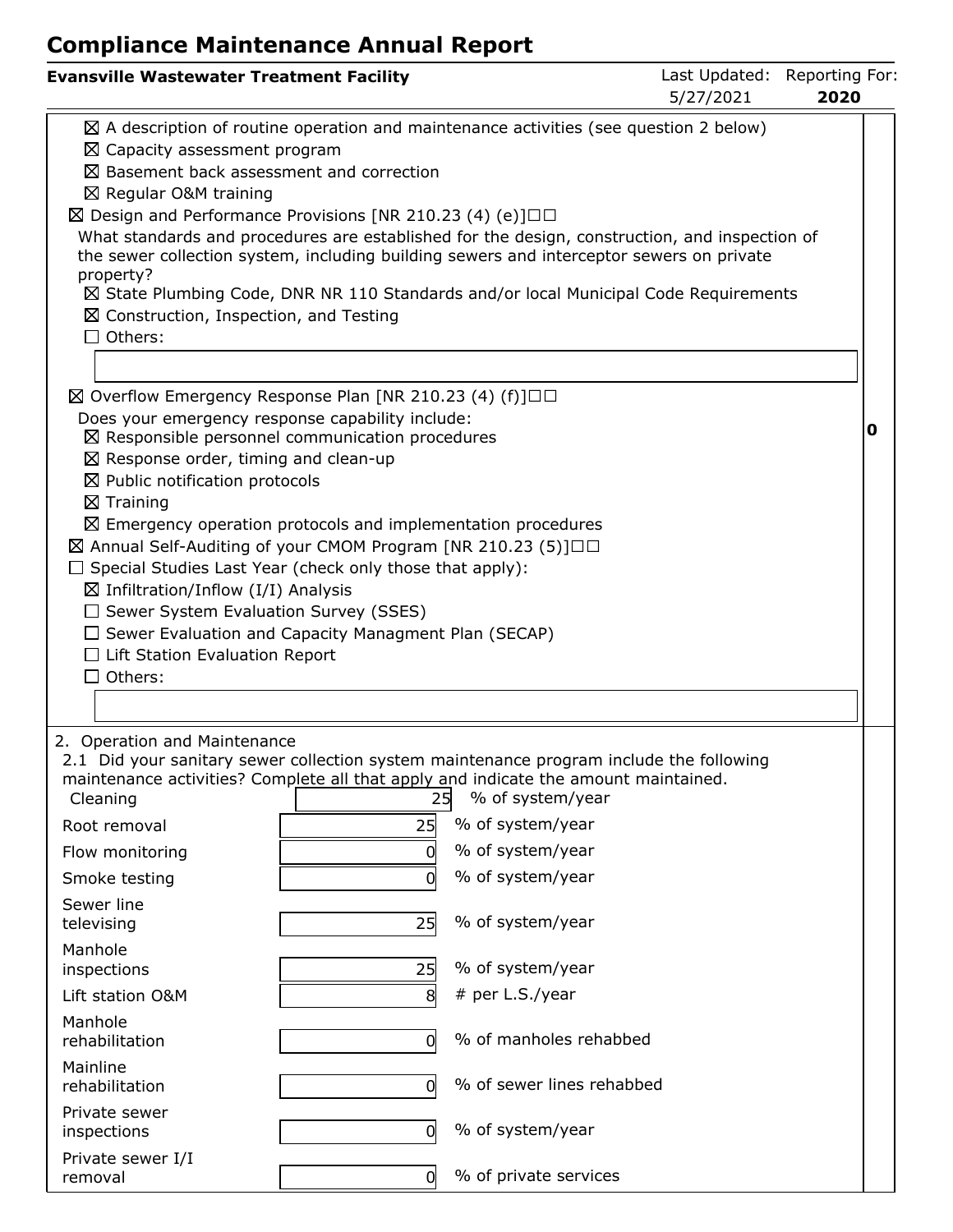# Compliance Maintenance Annual Report

**Evansville Wastewater Treatment Facility** | Last Updated: 5/27/2021 | Reporting For: **2020**

- ☒ A description of routine operation and maintenance activities (see question 2 below)
- ☒ Capacity assessment program
- ☒ Basement back assessment and correction
- ☒ Regular O&M training

☒ Design and Performance Provisions [NR 210.23 (4) (e)]☐☐

What standards and procedures are established for the design, construction, and inspection of the sewer collection system, including building sewers and interceptor sewers on private property?

- ☒ State Plumbing Code, DNR NR 110 Standards and/or local Municipal Code Requirements
- ☒ Construction, Inspection, and Testing
- ☐ Others:

☒ Overflow Emergency Response Plan [NR 210.23 (4) (f)]☐☐

Does your emergency response capability include:

- ☒ Responsible personnel communication procedures
- ☒ Response order, timing and clean-up
- ☒ Public notification protocols
- ☒ Training
- ☒ Emergency operation protocols and implementation procedures

☒ Annual Self-Auditing of your CMOM Program [NR 210.23 (5)]☐☐

☐ Special Studies Last Year (check only those that apply):

- ☒ Infiltration/Inflow (I/I) Analysis
- ☐ Sewer System Evaluation Survey (SSES)
- ☐ Sewer Evaluation and Capacity Managment Plan (SECAP)
- ☐ Lift Station Evaluation Report
- ☐ Others:

**0**

2. Operation and Maintenance

2.1 Did your sanitary sewer collection system maintenance program include the following maintenance activities? Complete all that apply and indicate the amount maintained.

| Activity | Amount | Unit |
|---|---|---|
| Cleaning | 25 | % of system/year |
| Root removal | 25 | % of system/year |
| Flow monitoring | 0 | % of system/year |
| Smoke testing | 0 | % of system/year |
| Sewer line televising | 25 | % of system/year |
| Manhole inspections | 25 | % of system/year |
| Lift station O&M | 8 | # per L.S./year |
| Manhole rehabilitation | 0 | % of manholes rehabbed |
| Mainline rehabilitation | 0 | % of sewer lines rehabbed |
| Private sewer inspections | 0 | % of system/year |
| Private sewer I/I removal | 0 | % of private services |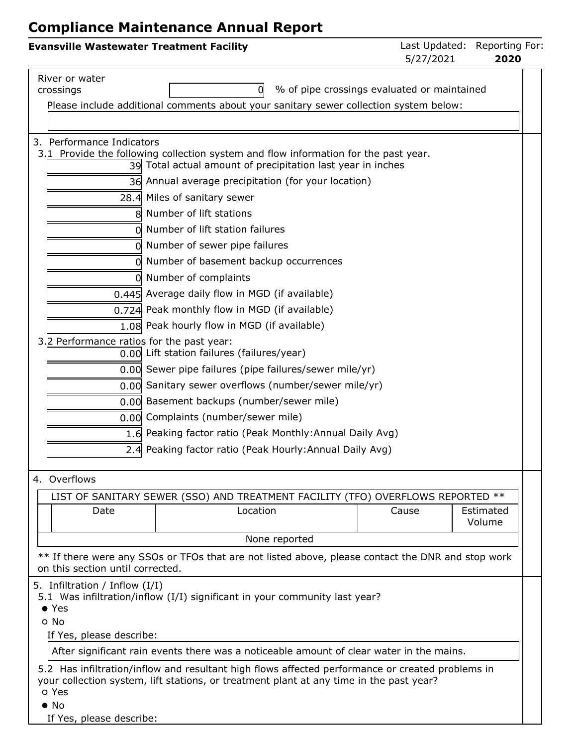# Compliance Maintenance Annual Report

**Evansville Wastewater Treatment Facility** | Last Updated: 5/27/2021 | Reporting For: **2020**

River or water crossings: 0 % of pipe crossings evaluated or maintained

Please include additional comments about your sanitary sewer collection system below:

3. Performance Indicators

3.1 Provide the following collection system and flow information for the past year.

| Value | Item |
|---|---|
| 39 | Total actual amount of precipitation last year in inches |
| 36 | Annual average precipitation (for your location) |
| 28.4 | Miles of sanitary sewer |
| 8 | Number of lift stations |
| 0 | Number of lift station failures |
| 0 | Number of sewer pipe failures |
| 0 | Number of basement backup occurrences |
| 0 | Number of complaints |
| 0.445 | Average daily flow in MGD (if available) |
| 0.724 | Peak monthly flow in MGD (if available) |
| 1.08 | Peak hourly flow in MGD (if available) |

3.2 Performance ratios for the past year:

| Value | Item |
|---|---|
| 0.00 | Lift station failures (failures/year) |
| 0.00 | Sewer pipe failures (pipe failures/sewer mile/yr) |
| 0.00 | Sanitary sewer overflows (number/sewer mile/yr) |
| 0.00 | Basement backups (number/sewer mile) |
| 0.00 | Complaints (number/sewer mile) |
| 1.6 | Peaking factor ratio (Peak Monthly:Annual Daily Avg) |
| 2.4 | Peaking factor ratio (Peak Hourly:Annual Daily Avg) |

4. Overflows

LIST OF SANITARY SEWER (SSO) AND TREATMENT FACILITY (TFO) OVERFLOWS REPORTED **

| Date | Location | Cause | Estimated Volume |
|---|---|---|---|
| None reported | | | |

** If there were any SSOs or TFOs that are not listed above, please contact the DNR and stop work on this section until corrected.

5. Infiltration / Inflow (I/I)

5.1 Was infiltration/inflow (I/I) significant in your community last year?

- ● Yes
- ○ No

If Yes, please describe:

After significant rain events there was a noticeable amount of clear water in the mains.

5.2 Has infiltration/inflow and resultant high flows affected performance or created problems in your collection system, lift stations, or treatment plant at any time in the past year?

- ○ Yes
- ● No

If Yes, please describe: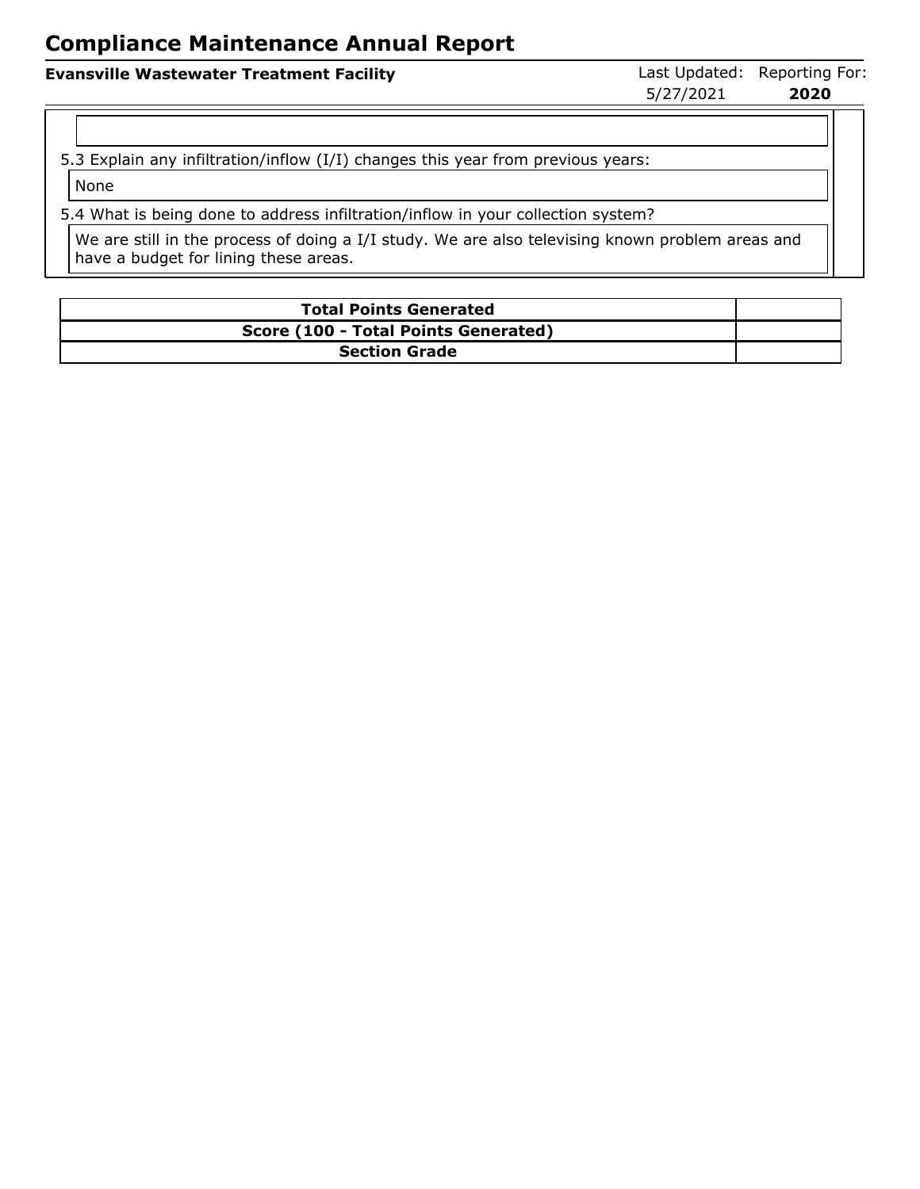5.3 Explain any infiltration/inflow (I/I) changes this year from previous years:

None

5.4 What is being done to address infiltration/inflow in your collection system?

We are still in the process of doing a I/I study. We are also televising known problem areas and have a budget for lining these areas.

| **Total Points Generated** | |
|---|---|
| **Score (100 - Total Points Generated)** | |
| **Section Grade** | |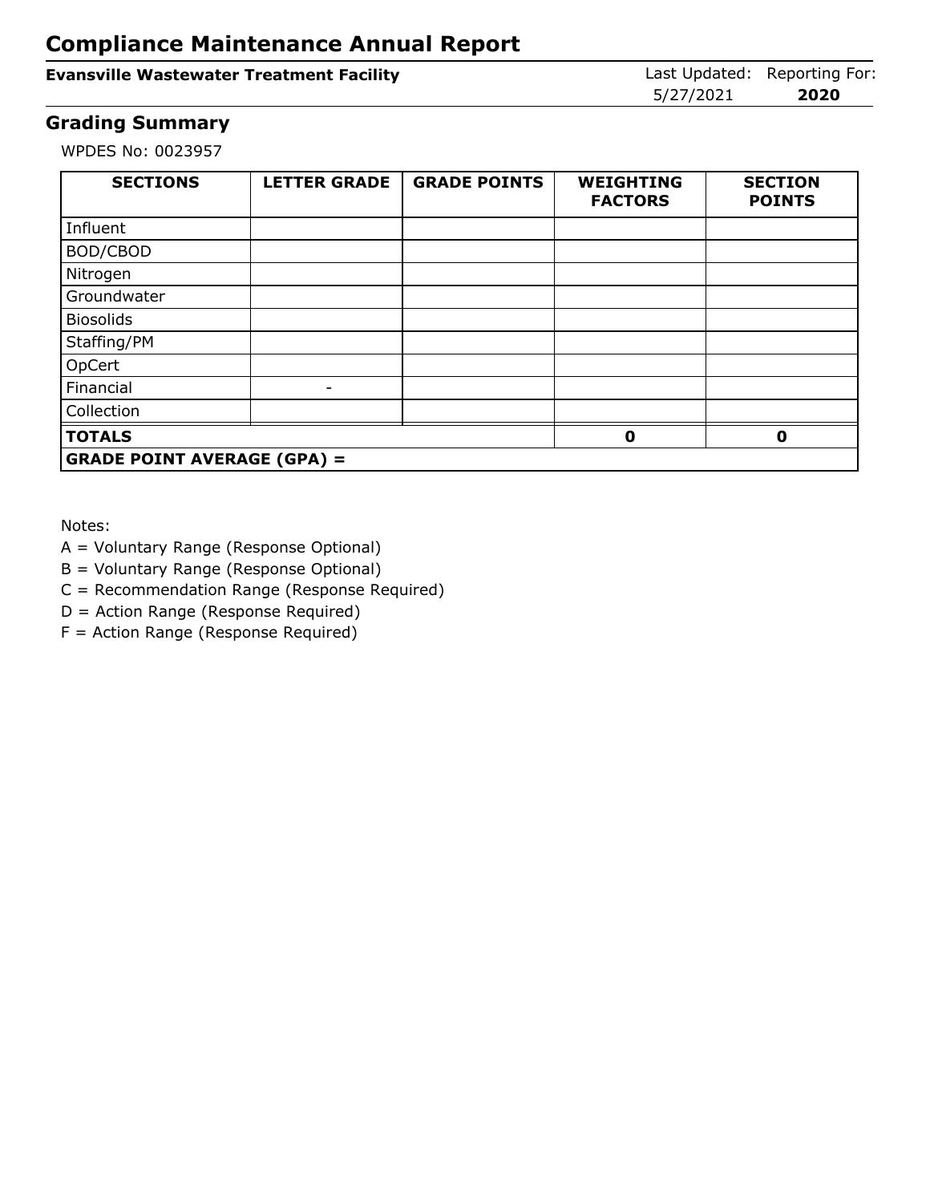# Compliance Maintenance Annual Report

**Evansville Wastewater Treatment Facility**

Last Updated: 5/27/2021 | Reporting For: **2020**

## Grading Summary

WPDES No: 0023957

| SECTIONS | LETTER GRADE | GRADE POINTS | WEIGHTING FACTORS | SECTION POINTS |
|---|---|---|---|---|
| Influent | | | | |
| BOD/CBOD | | | | |
| Nitrogen | | | | |
| Groundwater | | | | |
| Biosolids | | | | |
| Staffing/PM | | | | |
| OpCert | | | | |
| Financial | - | | | |
| Collection | | | | |
| **TOTALS** | | | **0** | **0** |
| **GRADE POINT AVERAGE (GPA) =** | | | | |

Notes:
A = Voluntary Range (Response Optional)
B = Voluntary Range (Response Optional)
C = Recommendation Range (Response Required)
D = Action Range (Response Required)
F = Action Range (Response Required)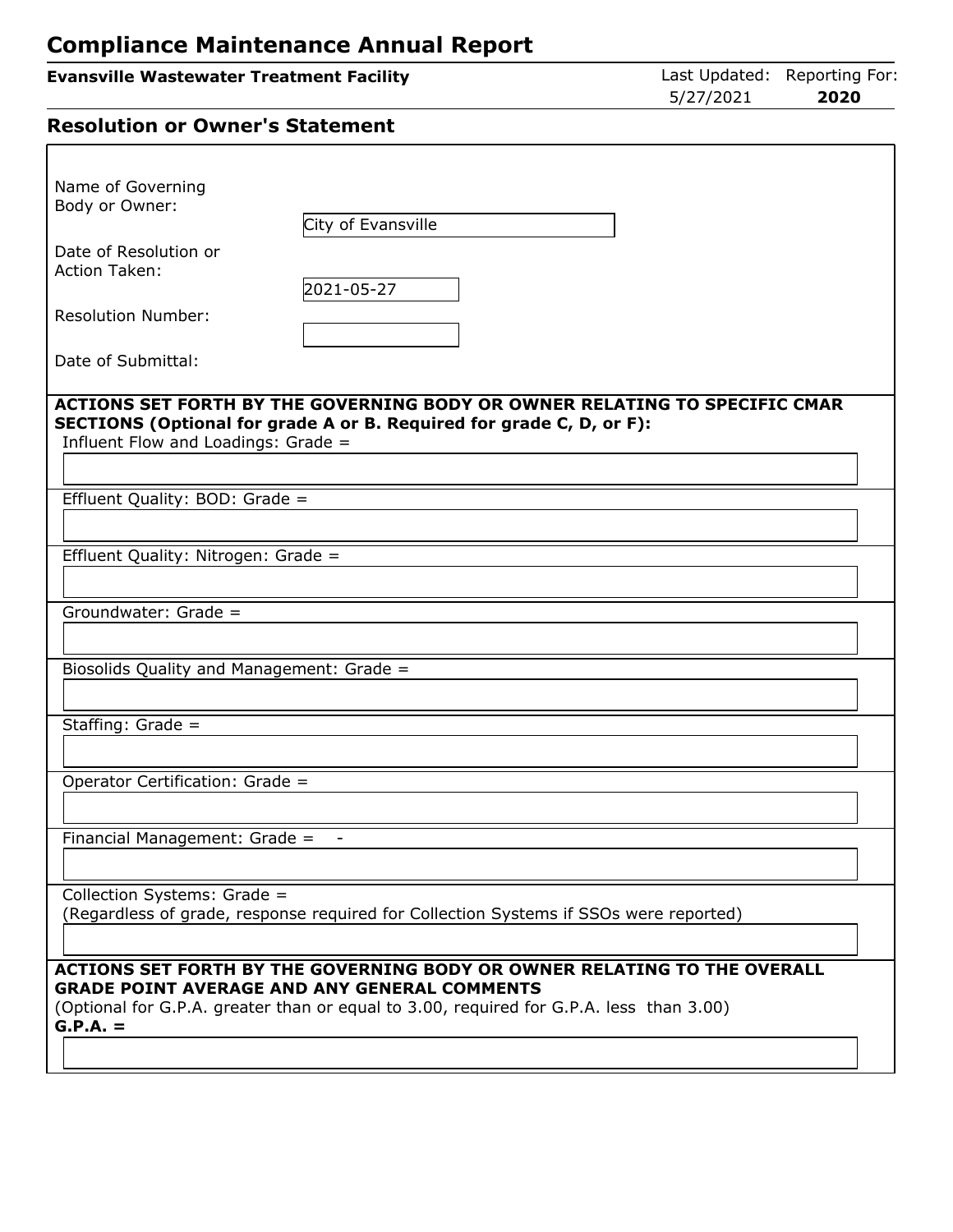# Compliance Maintenance Annual Report

**Evansville Wastewater Treatment Facility**

Last Updated: 5/27/2021

Reporting For: **2020**

## Resolution or Owner's Statement

Name of Governing Body or Owner: City of Evansville

Date of Resolution or Action Taken: 2021-05-27

Resolution Number:

Date of Submittal:

**ACTIONS SET FORTH BY THE GOVERNING BODY OR OWNER RELATING TO SPECIFIC CMAR SECTIONS (Optional for grade A or B. Required for grade C, D, or F):**

Influent Flow and Loadings: Grade =

Effluent Quality: BOD: Grade =

Effluent Quality: Nitrogen: Grade =

Groundwater: Grade =

Biosolids Quality and Management: Grade =

Staffing: Grade =

Operator Certification: Grade =

Financial Management: Grade = -

Collection Systems: Grade =
(Regardless of grade, response required for Collection Systems if SSOs were reported)

**ACTIONS SET FORTH BY THE GOVERNING BODY OR OWNER RELATING TO THE OVERALL GRADE POINT AVERAGE AND ANY GENERAL COMMENTS**

(Optional for G.P.A. greater than or equal to 3.00, required for G.P.A. less than 3.00)

**G.P.A. =**